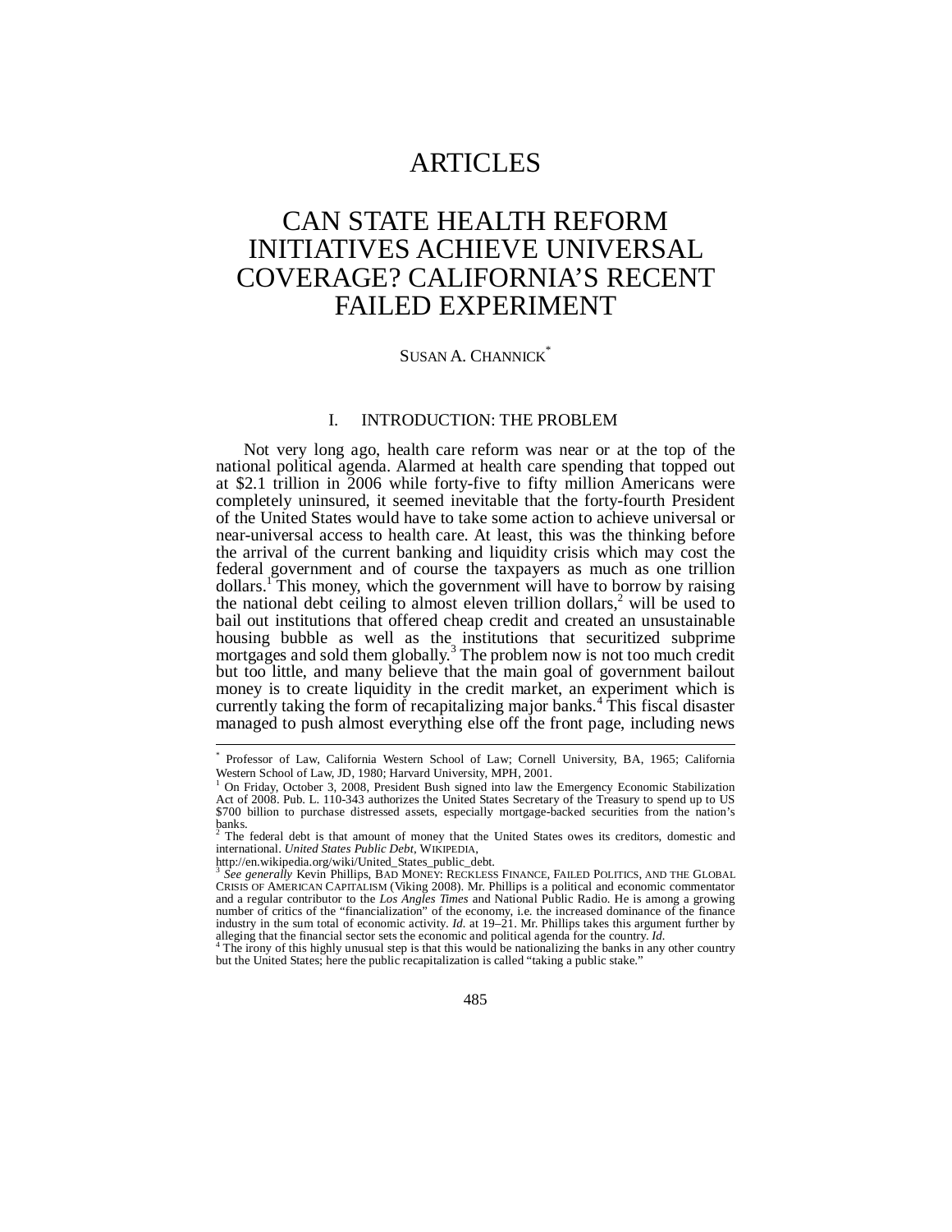# ARTICLES

# CAN STATE HEALTH REFORM INITIATIVES ACHIEVE UNIVERSAL COVERAGE? CALIFORNIA'S RECENT FAILED EXPERIMENT

SUSAN A. CHANNICK[*]

## I. INTRODUCTION: THE PROBLEM

Not very long ago, health care reform was near or at the top of the national political agenda. Alarmed at health care spending that topped out at $2.1 trillion in 2006 while forty-five to fifty million Americans were completely uninsured, it seemed inevitable that the forty-fourth President of the United States would have to take some action to achieve universal or near-universal access to health care. At least, this was the thinking before the arrival of the current banking and liquidity crisis which may cost the federal government and of course the taxpayers as much as one trillion dollars.[1] This money, which the government will have to borrow by raising the national debt ceiling to almost eleven trillion dollars,[2] will be used to bail out institutions that offered cheap credit and created an unsustainable housing bubble as well as the institutions that securitized subprime mortgages and sold them globally.[3] The problem now is not too much credit but too little, and many believe that the main goal of government bailout money is to create liquidity in the credit market, an experiment which is currently taking the form of recapitalizing major banks.[4] This fiscal disaster managed to push almost everything else off the front page, including news

---

[*] Professor of Law, California Western School of Law; Cornell University, BA, 1965; California Western School of Law, JD, 1980; Harvard University, MPH, 2001.

[1] On Friday, October 3, 2008, President Bush signed into law the Emergency Economic Stabilization Act of 2008. Pub. L. 110-343 authorizes the United States Secretary of the Treasury to spend up to US $700 billion to purchase distressed assets, especially mortgage-backed securities from the nation's banks.

[2] The federal debt is that amount of money that the United States owes its creditors, domestic and international. *United States Public Debt*, WIKIPEDIA, http://en.wikipedia.org/wiki/United_States_public_debt.

[3] *See generally* Kevin Phillips, BAD MONEY: RECKLESS FINANCE, FAILED POLITICS, AND THE GLOBAL CRISIS OF AMERICAN CAPITALISM (Viking 2008). Mr. Phillips is a political and economic commentator and a regular contributor to the *Los Angles Times* and National Public Radio. He is among a growing number of critics of the "financialization" of the economy, i.e. the increased dominance of the finance industry in the sum total of economic activity. *Id.* at 19–21. Mr. Phillips takes this argument further by alleging that the financial sector sets the economic and political agenda for the country. *Id.*

[4] The irony of this highly unusual step is that this would be nationalizing the banks in any other country but the United States; here the public recapitalization is called "taking a public stake."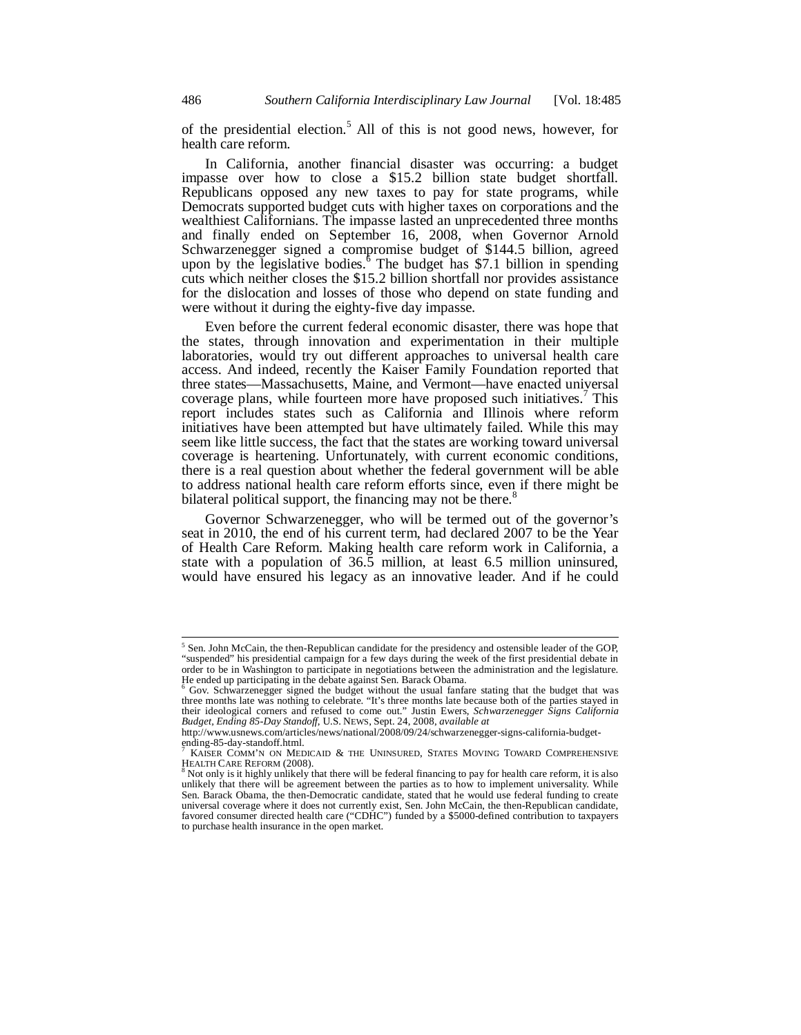of the presidential election.[5] All of this is not good news, however, for health care reform.

In California, another financial disaster was occurring: a budget impasse over how to close a $15.2 billion state budget shortfall. Republicans opposed any new taxes to pay for state programs, while Democrats supported budget cuts with higher taxes on corporations and the wealthiest Californians. The impasse lasted an unprecedented three months and finally ended on September 16, 2008, when Governor Arnold Schwarzenegger signed a compromise budget of $144.5 billion, agreed upon by the legislative bodies.[6] The budget has $7.1 billion in spending cuts which neither closes the $15.2 billion shortfall nor provides assistance for the dislocation and losses of those who depend on state funding and were without it during the eighty-five day impasse.

Even before the current federal economic disaster, there was hope that the states, through innovation and experimentation in their multiple laboratories, would try out different approaches to universal health care access. And indeed, recently the Kaiser Family Foundation reported that three states—Massachusetts, Maine, and Vermont—have enacted universal coverage plans, while fourteen more have proposed such initiatives.[7] This report includes states such as California and Illinois where reform initiatives have been attempted but have ultimately failed. While this may seem like little success, the fact that the states are working toward universal coverage is heartening. Unfortunately, with current economic conditions, there is a real question about whether the federal government will be able to address national health care reform efforts since, even if there might be bilateral political support, the financing may not be there.[8]

Governor Schwarzenegger, who will be termed out of the governor's seat in 2010, the end of his current term, had declared 2007 to be the Year of Health Care Reform. Making health care reform work in California, a state with a population of 36.5 million, at least 6.5 million uninsured, would have ensured his legacy as an innovative leader. And if he could

---

[5] Sen. John McCain, the then-Republican candidate for the presidency and ostensible leader of the GOP, "suspended" his presidential campaign for a few days during the week of the first presidential debate in order to be in Washington to participate in negotiations between the administration and the legislature. He ended up participating in the debate against Sen. Barack Obama.

[6] Gov. Schwarzenegger signed the budget without the usual fanfare stating that the budget that was three months late was nothing to celebrate. "It's three months late because both of the parties stayed in their ideological corners and refused to come out." Justin Ewers, *Schwarzenegger Signs California Budget, Ending 85-Day Standoff*, U.S. NEWS, Sept. 24, 2008, *available at* http://www.usnews.com/articles/news/national/2008/09/24/schwarzenegger-signs-california-budget-ending-85-day-standoff.html.

[7] KAISER COMM'N ON MEDICAID & THE UNINSURED, STATES MOVING TOWARD COMPREHENSIVE HEALTH CARE REFORM (2008).

[8] Not only is it highly unlikely that there will be federal financing to pay for health care reform, it is also unlikely that there will be agreement between the parties as to how to implement universality. While Sen. Barack Obama, the then-Democratic candidate, stated that he would use federal funding to create universal coverage where it does not currently exist, Sen. John McCain, the then-Republican candidate, favored consumer directed health care ("CDHC") funded by a $5000-defined contribution to taxpayers to purchase health insurance in the open market.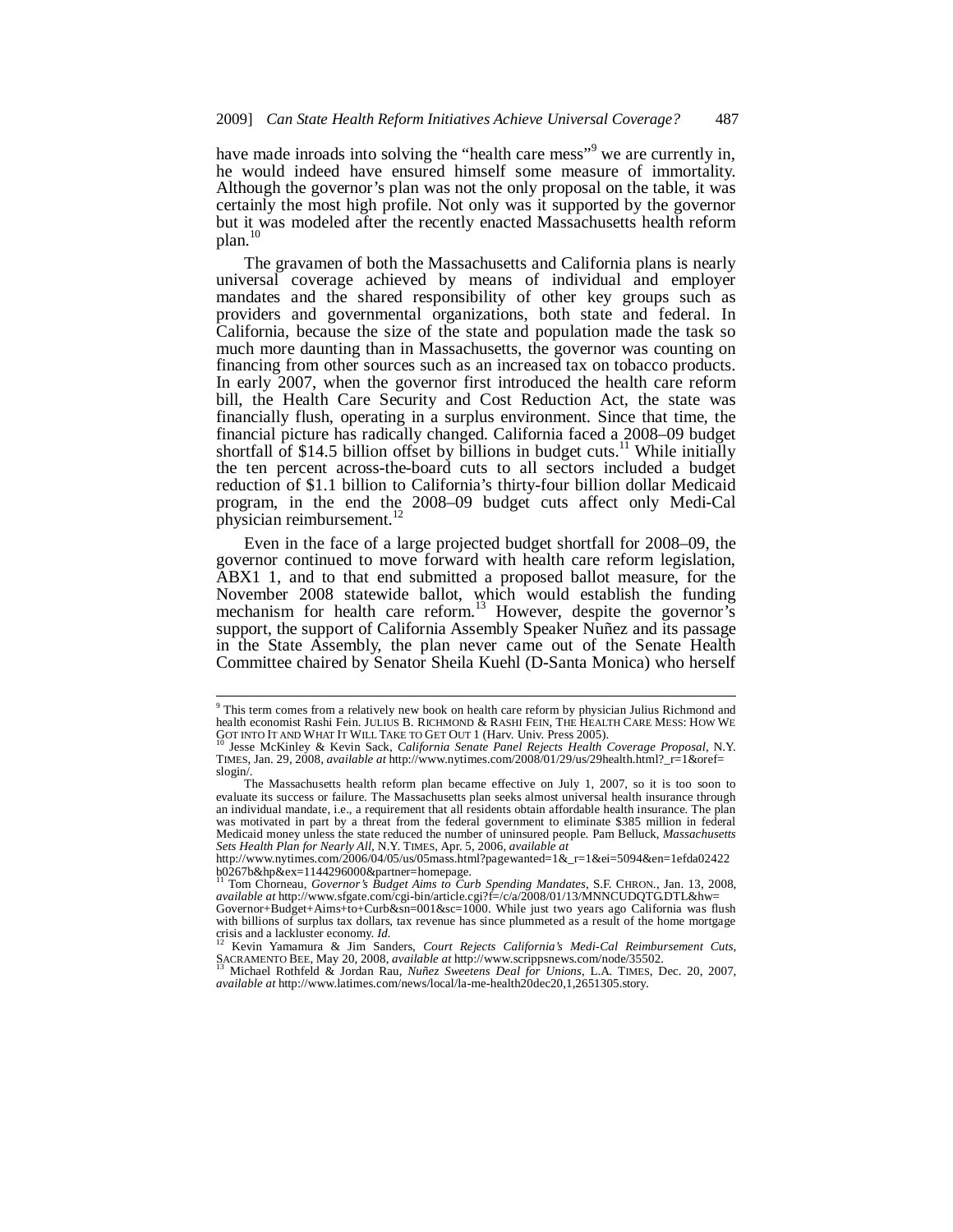have made inroads into solving the "health care mess"[9] we are currently in, he would indeed have ensured himself some measure of immortality. Although the governor's plan was not the only proposal on the table, it was certainly the most high profile. Not only was it supported by the governor but it was modeled after the recently enacted Massachusetts health reform plan.[10]

The gravamen of both the Massachusetts and California plans is nearly universal coverage achieved by means of individual and employer mandates and the shared responsibility of other key groups such as providers and governmental organizations, both state and federal. In California, because the size of the state and population made the task so much more daunting than in Massachusetts, the governor was counting on financing from other sources such as an increased tax on tobacco products. In early 2007, when the governor first introduced the health care reform bill, the Health Care Security and Cost Reduction Act, the state was financially flush, operating in a surplus environment. Since that time, the financial picture has radically changed. California faced a 2008–09 budget shortfall of $14.5 billion offset by billions in budget cuts.[11] While initially the ten percent across-the-board cuts to all sectors included a budget reduction of $1.1 billion to California's thirty-four billion dollar Medicaid program, in the end the 2008–09 budget cuts affect only Medi-Cal physician reimbursement.[12]

Even in the face of a large projected budget shortfall for 2008–09, the governor continued to move forward with health care reform legislation, ABX1 1, and to that end submitted a proposed ballot measure, for the November 2008 statewide ballot, which would establish the funding mechanism for health care reform.[13] However, despite the governor's support, the support of California Assembly Speaker Nuñez and its passage in the State Assembly, the plan never came out of the Senate Health Committee chaired by Senator Sheila Kuehl (D-Santa Monica) who herself

---

[9] This term comes from a relatively new book on health care reform by physician Julius Richmond and health economist Rashi Fein. JULIUS B. RICHMOND & RASHI FEIN, THE HEALTH CARE MESS: HOW WE GOT INTO IT AND WHAT IT WILL TAKE TO GET OUT 1 (Harv. Univ. Press 2005).

[10] Jesse McKinley & Kevin Sack, *California Senate Panel Rejects Health Coverage Proposal*, N.Y. TIMES, Jan. 29, 2008, *available at* http://www.nytimes.com/2008/01/29/us/29health.html?_r=1&oref=slogin/.

The Massachusetts health reform plan became effective on July 1, 2007, so it is too soon to evaluate its success or failure. The Massachusetts plan seeks almost universal health insurance through an individual mandate, i.e., a requirement that all residents obtain affordable health insurance. The plan was motivated in part by a threat from the federal government to eliminate $385 million in federal Medicaid money unless the state reduced the number of uninsured people. Pam Belluck, *Massachusetts Sets Health Plan for Nearly All*, N.Y. TIMES, Apr. 5, 2006, *available at* http://www.nytimes.com/2006/04/05/us/05mass.html?pagewanted=1&_r=1&ei=5094&en=1efda02422b0267b&hp&ex=1144296000&partner=homepage.

[11] Tom Chorneau, *Governor's Budget Aims to Curb Spending Mandates*, S.F. CHRON., Jan. 13, 2008, *available at* http://www.sfgate.com/cgi-bin/article.cgi?f=/c/a/2008/01/13/MNNCUDQTG.DTL&hw=Governor+Budget+Aims+to+Curb&sn=001&sc=1000. While just two years ago California was flush with billions of surplus tax dollars, tax revenue has since plummeted as a result of the home mortgage crisis and a lackluster economy. *Id.*

[12] Kevin Yamamura & Jim Sanders, *Court Rejects California's Medi-Cal Reimbursement Cuts*, SACRAMENTO BEE, May 20, 2008, *available at* http://www.scrippsnews.com/node/35502.

[13] Michael Rothfeld & Jordan Rau, *Nuñez Sweetens Deal for Unions*, L.A. TIMES, Dec. 20, 2007, *available at* http://www.latimes.com/news/local/la-me-health20dec20,1,2651305.story.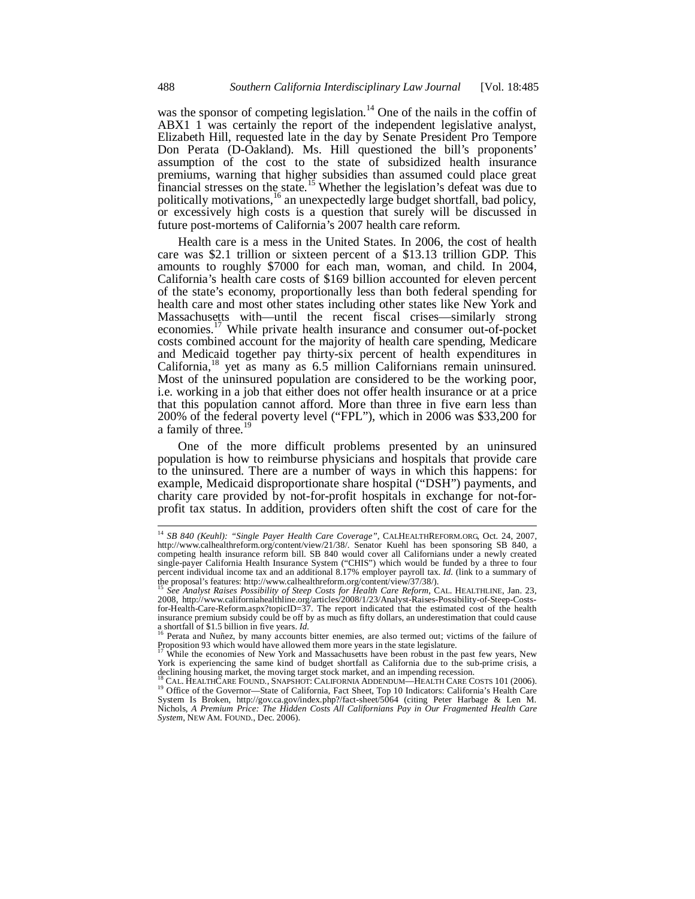was the sponsor of competing legislation.[14] One of the nails in the coffin of ABX1 1 was certainly the report of the independent legislative analyst, Elizabeth Hill, requested late in the day by Senate President Pro Tempore Don Perata (D-Oakland). Ms. Hill questioned the bill's proponents' assumption of the cost to the state of subsidized health insurance premiums, warning that higher subsidies than assumed could place great financial stresses on the state.[15] Whether the legislation's defeat was due to politically motivations,[16] an unexpectedly large budget shortfall, bad policy, or excessively high costs is a question that surely will be discussed in future post-mortems of California's 2007 health care reform.

Health care is a mess in the United States. In 2006, the cost of health care was $2.1 trillion or sixteen percent of a $13.13 trillion GDP. This amounts to roughly $7000 for each man, woman, and child. In 2004, California's health care costs of $169 billion accounted for eleven percent of the state's economy, proportionally less than both federal spending for health care and most other states including other states like New York and Massachusetts with—until the recent fiscal crises—similarly strong economies.[17] While private health insurance and consumer out-of-pocket costs combined account for the majority of health care spending, Medicare and Medicaid together pay thirty-six percent of health expenditures in California,[18] yet as many as 6.5 million Californians remain uninsured. Most of the uninsured population are considered to be the working poor, i.e. working in a job that either does not offer health insurance or at a price that this population cannot afford. More than three in five earn less than 200% of the federal poverty level ("FPL"), which in 2006 was $33,200 for a family of three.[19]

One of the more difficult problems presented by an uninsured population is how to reimburse physicians and hospitals that provide care to the uninsured. There are a number of ways in which this happens: for example, Medicaid disproportionate share hospital ("DSH") payments, and charity care provided by not-for-profit hospitals in exchange for not-for-profit tax status. In addition, providers often shift the cost of care for the

---

[14] *SB 840 (Keuhl): "Single Payer Health Care Coverage"*, CALHEALTHREFORM.ORG, Oct. 24, 2007, http://www.calhealthreform.org/content/view/21/38/. Senator Kuehl has been sponsoring SB 840, a competing health insurance reform bill. SB 840 would cover all Californians under a newly created single-payer California Health Insurance System ("CHIS") which would be funded by a three to four percent individual income tax and an additional 8.17% employer payroll tax. *Id.* (link to a summary of the proposal's features: http://www.calhealthreform.org/content/view/37/38/).

[15] *See Analyst Raises Possibility of Steep Costs for Health Care Reform*, CAL. HEALTHLINE, Jan. 23, 2008, http://www.californiahealthline.org/articles/2008/1/23/Analyst-Raises-Possibility-of-Steep-Costs-for-Health-Care-Reform.aspx?topicID=37. The report indicated that the estimated cost of the health insurance premium subsidy could be off by as much as fifty dollars, an underestimation that could cause a shortfall of $1.5 billion in five years. *Id.*

[16] Perata and Nuñez, by many accounts bitter enemies, are also termed out; victims of the failure of Proposition 93 which would have allowed them more years in the state legislature.

[17] While the economies of New York and Massachusetts have been robust in the past few years, New York is experiencing the same kind of budget shortfall as California due to the sub-prime crisis, a declining housing market, the moving target stock market, and an impending recession.

[18] CAL. HEALTHCARE FOUND., SNAPSHOT: CALIFORNIA ADDENDUM—HEALTH CARE COSTS 101 (2006).

[19] Office of the Governor—State of California, Fact Sheet, Top 10 Indicators: California's Health Care System Is Broken, http://gov.ca.gov/index.php?/fact-sheet/5064 (citing Peter Harbage & Len M. Nichols, *A Premium Price: The Hidden Costs All Californians Pay in Our Fragmented Health Care System*, NEW AM. FOUND., Dec. 2006).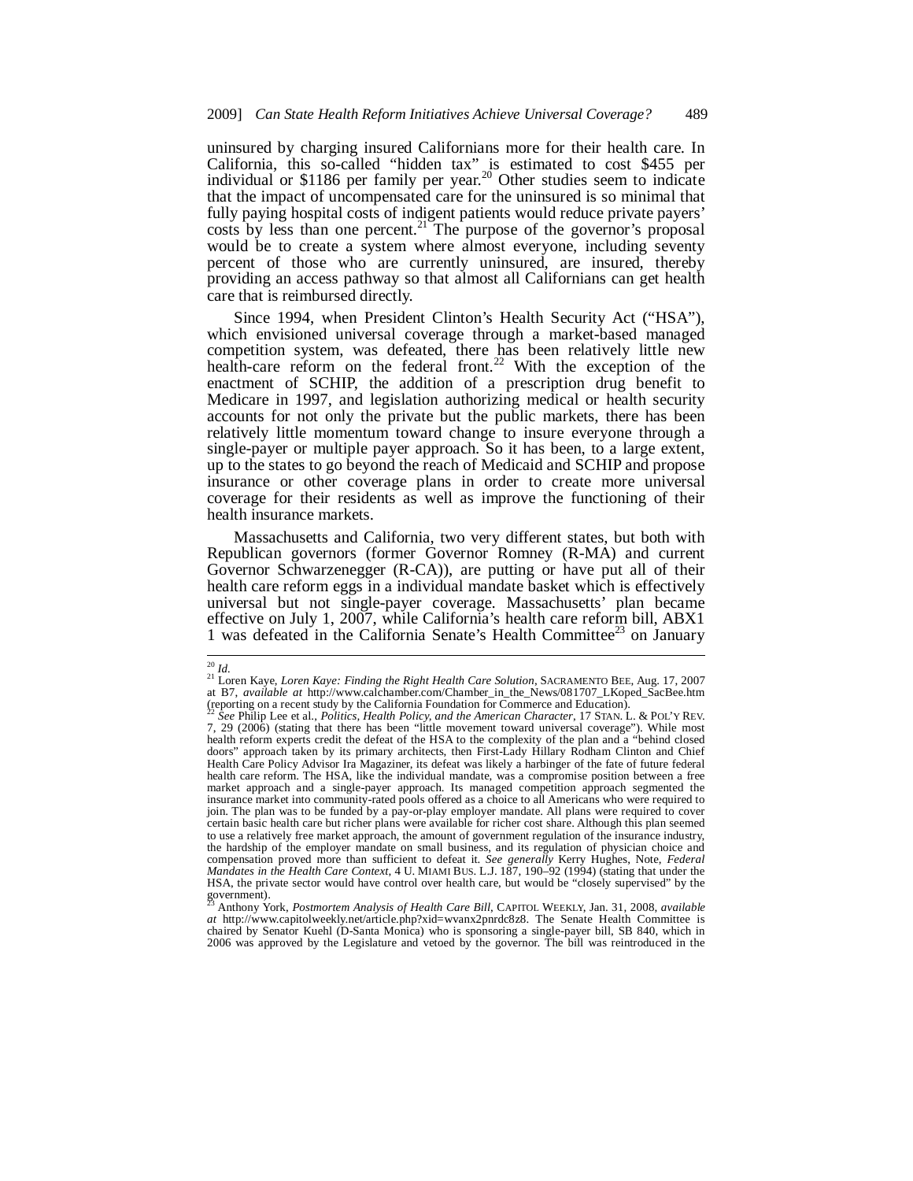uninsured by charging insured Californians more for their health care. In California, this so-called "hidden tax" is estimated to cost $455 per individual or $1186 per family per year.[20] Other studies seem to indicate that the impact of uncompensated care for the uninsured is so minimal that fully paying hospital costs of indigent patients would reduce private payers' costs by less than one percent.[21] The purpose of the governor's proposal would be to create a system where almost everyone, including seventy percent of those who are currently uninsured, are insured, thereby providing an access pathway so that almost all Californians can get health care that is reimbursed directly.

Since 1994, when President Clinton's Health Security Act ("HSA"), which envisioned universal coverage through a market-based managed competition system, was defeated, there has been relatively little new health-care reform on the federal front.[22] With the exception of the enactment of SCHIP, the addition of a prescription drug benefit to Medicare in 1997, and legislation authorizing medical or health security accounts for not only the private but the public markets, there has been relatively little momentum toward change to insure everyone through a single-payer or multiple payer approach. So it has been, to a large extent, up to the states to go beyond the reach of Medicaid and SCHIP and propose insurance or other coverage plans in order to create more universal coverage for their residents as well as improve the functioning of their health insurance markets.

Massachusetts and California, two very different states, but both with Republican governors (former Governor Romney (R-MA) and current Governor Schwarzenegger (R-CA)), are putting or have put all of their health care reform eggs in a individual mandate basket which is effectively universal but not single-payer coverage. Massachusetts' plan became effective on July 1, 2007, while California's health care reform bill, ABX1 1 was defeated in the California Senate's Health Committee[23] on January

---

[20] *Id.*

[21] Loren Kaye, *Loren Kaye: Finding the Right Health Care Solution*, SACRAMENTO BEE, Aug. 17, 2007 at B7, *available at* http://www.calchamber.com/Chamber_in_the_News/081707_LKoped_SacBee.htm (reporting on a recent study by the California Foundation for Commerce and Education).

[22] *See* Philip Lee et al., *Politics, Health Policy, and the American Character*, 17 STAN. L. & POL'Y REV. 7, 29 (2006) (stating that there has been "little movement toward universal coverage"). While most health reform experts credit the defeat of the HSA to the complexity of the plan and a "behind closed doors" approach taken by its primary architects, then First-Lady Hillary Rodham Clinton and Chief Health Care Policy Advisor Ira Magaziner, its defeat was likely a harbinger of the fate of future federal health care reform. The HSA, like the individual mandate, was a compromise position between a free market approach and a single-payer approach. Its managed competition approach segmented the insurance market into community-rated pools offered as a choice to all Americans who were required to join. The plan was to be funded by a pay-or-play employer mandate. All plans were required to cover certain basic health care but richer plans were available for richer cost share. Although this plan seemed to use a relatively free market approach, the amount of government regulation of the insurance industry, the hardship of the employer mandate on small business, and its regulation of physician choice and compensation proved more than sufficient to defeat it. *See generally* Kerry Hughes, Note, *Federal Mandates in the Health Care Context*, 4 U. MIAMI BUS. L.J. 187, 190–92 (1994) (stating that under the HSA, the private sector would have control over health care, but would be "closely supervised" by the government).

[23] Anthony York, *Postmortem Analysis of Health Care Bill*, CAPITOL WEEKLY, Jan. 31, 2008, *available at* http://www.capitolweekly.net/article.php?xid=wvanx2pnrdc8z8. The Senate Health Committee is chaired by Senator Kuehl (D-Santa Monica) who is sponsoring a single-payer bill, SB 840, which in 2006 was approved by the Legislature and vetoed by the governor. The bill was reintroduced in the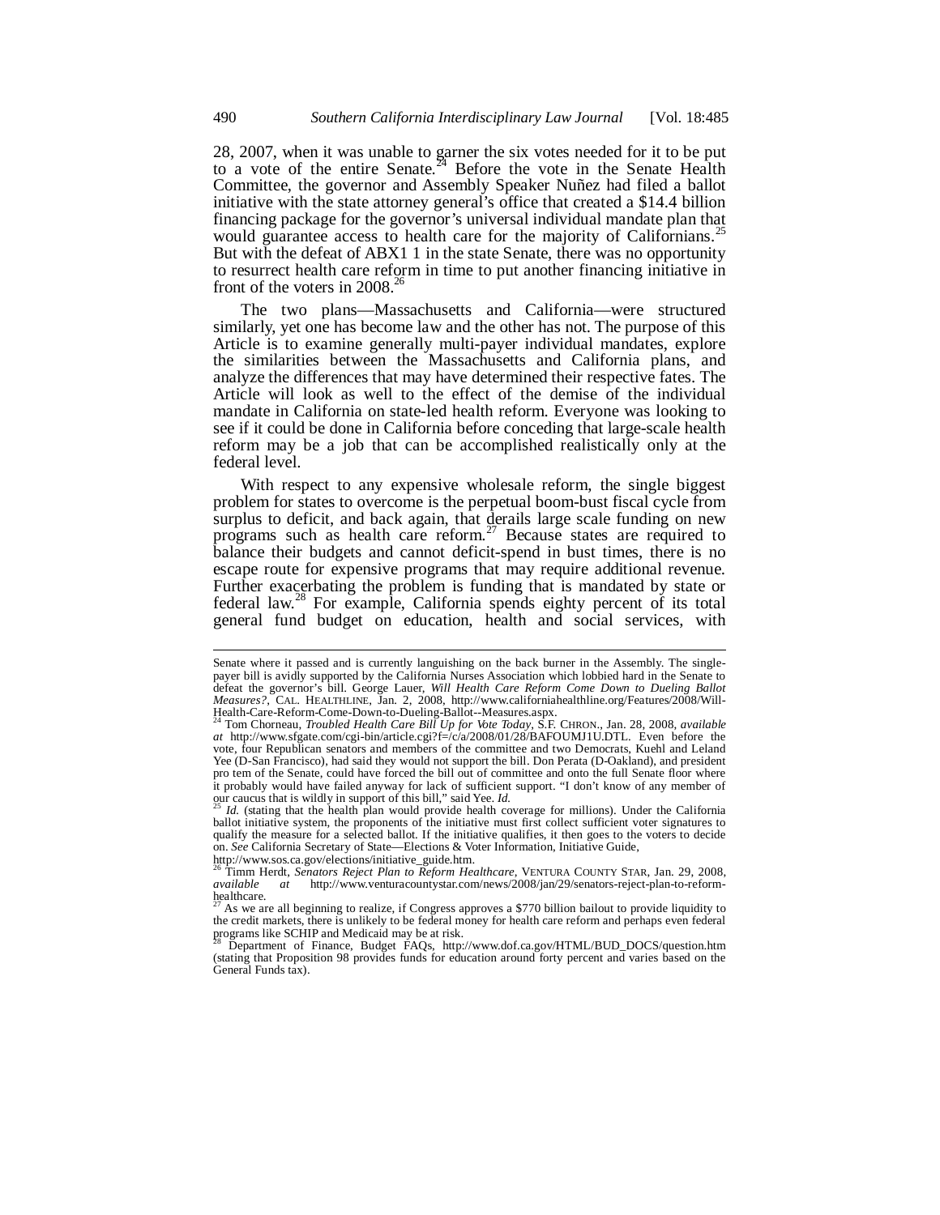28, 2007, when it was unable to garner the six votes needed for it to be put to a vote of the entire Senate.[24] Before the vote in the Senate Health Committee, the governor and Assembly Speaker Nuñez had filed a ballot initiative with the state attorney general's office that created a $14.4 billion financing package for the governor's universal individual mandate plan that would guarantee access to health care for the majority of Californians.[25] But with the defeat of ABX1 1 in the state Senate, there was no opportunity to resurrect health care reform in time to put another financing initiative in front of the voters in 2008.[26]

The two plans—Massachusetts and California—were structured similarly, yet one has become law and the other has not. The purpose of this Article is to examine generally multi-payer individual mandates, explore the similarities between the Massachusetts and California plans, and analyze the differences that may have determined their respective fates. The Article will look as well to the effect of the demise of the individual mandate in California on state-led health reform. Everyone was looking to see if it could be done in California before conceding that large-scale health reform may be a job that can be accomplished realistically only at the federal level.

With respect to any expensive wholesale reform, the single biggest problem for states to overcome is the perpetual boom-bust fiscal cycle from surplus to deficit, and back again, that derails large scale funding on new programs such as health care reform.[27] Because states are required to balance their budgets and cannot deficit-spend in bust times, there is no escape route for expensive programs that may require additional revenue. Further exacerbating the problem is funding that is mandated by state or federal law.[28] For example, California spends eighty percent of its total general fund budget on education, health and social services, with

---

Senate where it passed and is currently languishing on the back burner in the Assembly. The single-payer bill is avidly supported by the California Nurses Association which lobbied hard in the Senate to defeat the governor's bill. George Lauer, *Will Health Care Reform Come Down to Dueling Ballot Measures?*, CAL. HEALTHLINE, Jan. 2, 2008, http://www.californiahealthline.org/Features/2008/Will-Health-Care-Reform-Come-Down-to-Dueling-Ballot--Measures.aspx.

[24] Tom Chorneau, *Troubled Health Care Bill Up for Vote Today*, S.F. CHRON., Jan. 28, 2008, *available at* http://www.sfgate.com/cgi-bin/article.cgi?f=/c/a/2008/01/28/BAFOUMJ1U.DTL. Even before the vote, four Republican senators and members of the committee and two Democrats, Kuehl and Leland Yee (D-San Francisco), had said they would not support the bill. Don Perata (D-Oakland), and president pro tem of the Senate, could have forced the bill out of committee and onto the full Senate floor where it probably would have failed anyway for lack of sufficient support. "I don't know of any member of our caucus that is wildly in support of this bill," said Yee. *Id.*

[25] *Id.* (stating that the health plan would provide health coverage for millions). Under the California ballot initiative system, the proponents of the initiative must first collect sufficient voter signatures to qualify the measure for a selected ballot. If the initiative qualifies, it then goes to the voters to decide on. *See* California Secretary of State—Elections & Voter Information, Initiative Guide, http://www.sos.ca.gov/elections/initiative_guide.htm.

[26] Timm Herdt, *Senators Reject Plan to Reform Healthcare*, VENTURA COUNTY STAR, Jan. 29, 2008, *available at* http://www.venturacountystar.com/news/2008/jan/29/senators-reject-plan-to-reform-healthcare.

[27] As we are all beginning to realize, if Congress approves a $770 billion bailout to provide liquidity to the credit markets, there is unlikely to be federal money for health care reform and perhaps even federal programs like SCHIP and Medicaid may be at risk.

[28] Department of Finance, Budget FAQs, http://www.dof.ca.gov/HTML/BUD_DOCS/question.htm (stating that Proposition 98 provides funds for education around forty percent and varies based on the General Funds tax).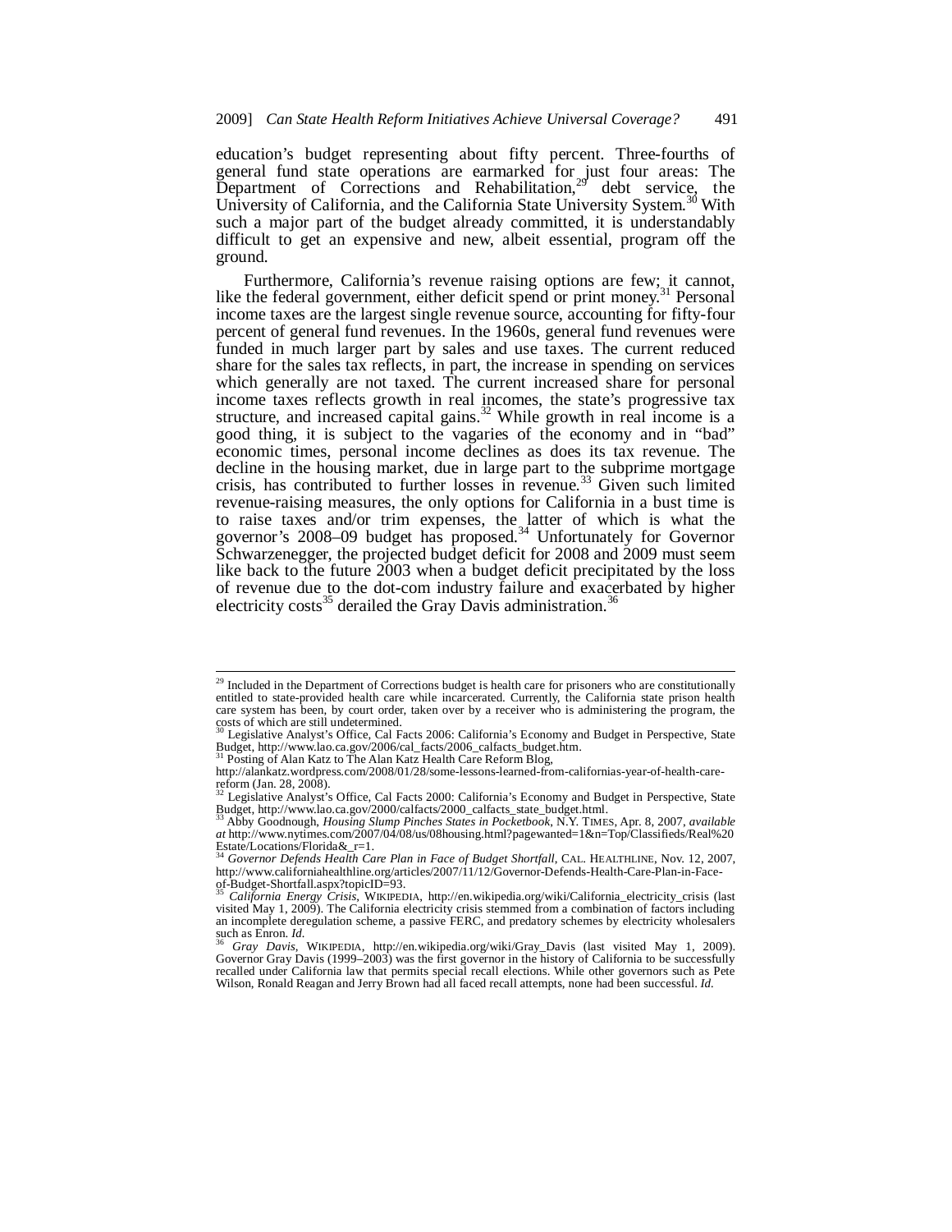education's budget representing about fifty percent. Three-fourths of general fund state operations are earmarked for just four areas: The Department of Corrections and Rehabilitation,[29] debt service, the University of California, and the California State University System.[30] With such a major part of the budget already committed, it is understandably difficult to get an expensive and new, albeit essential, program off the ground.

Furthermore, California's revenue raising options are few; it cannot, like the federal government, either deficit spend or print money.[31] Personal income taxes are the largest single revenue source, accounting for fifty-four percent of general fund revenues. In the 1960s, general fund revenues were funded in much larger part by sales and use taxes. The current reduced share for the sales tax reflects, in part, the increase in spending on services which generally are not taxed. The current increased share for personal income taxes reflects growth in real incomes, the state's progressive tax structure, and increased capital gains.[32] While growth in real income is a good thing, it is subject to the vagaries of the economy and in "bad" economic times, personal income declines as does its tax revenue. The decline in the housing market, due in large part to the subprime mortgage crisis, has contributed to further losses in revenue.[33] Given such limited revenue-raising measures, the only options for California in a bust time is to raise taxes and/or trim expenses, the latter of which is what the governor's 2008–09 budget has proposed.[34] Unfortunately for Governor Schwarzenegger, the projected budget deficit for 2008 and 2009 must seem like back to the future 2003 when a budget deficit precipitated by the loss of revenue due to the dot-com industry failure and exacerbated by higher electricity costs[35] derailed the Gray Davis administration.[36]

---

[29] Included in the Department of Corrections budget is health care for prisoners who are constitutionally entitled to state-provided health care while incarcerated. Currently, the California state prison health care system has been, by court order, taken over by a receiver who is administering the program, the costs of which are still undetermined.

[30] Legislative Analyst's Office, Cal Facts 2006: California's Economy and Budget in Perspective, State Budget, http://www.lao.ca.gov/2006/cal_facts/2006_calfacts_budget.htm.

[31] Posting of Alan Katz to The Alan Katz Health Care Reform Blog, http://alankatz.wordpress.com/2008/01/28/some-lessons-learned-from-californias-year-of-health-care-reform (Jan. 28, 2008).

[32] Legislative Analyst's Office, Cal Facts 2000: California's Economy and Budget in Perspective, State Budget, http://www.lao.ca.gov/2000/calfacts/2000_calfacts_state_budget.html.

[33] Abby Goodnough, *Housing Slump Pinches States in Pocketbook*, N.Y. TIMES, Apr. 8, 2007, *available at* http://www.nytimes.com/2007/04/08/us/08housing.html?pagewanted=1&n=Top/Classifieds/Real%20Estate/Locations/Florida&_r=1.

[34] *Governor Defends Health Care Plan in Face of Budget Shortfall*, CAL. HEALTHLINE, Nov. 12, 2007, http://www.californiahealthline.org/articles/2007/11/12/Governor-Defends-Health-Care-Plan-in-Face-of-Budget-Shortfall.aspx?topicID=93.

[35] *California Energy Crisis*, WIKIPEDIA, http://en.wikipedia.org/wiki/California_electricity_crisis (last visited May 1, 2009). The California electricity crisis stemmed from a combination of factors including an incomplete deregulation scheme, a passive FERC, and predatory schemes by electricity wholesalers such as Enron. *Id.*

[36] *Gray Davis*, WIKIPEDIA, http://en.wikipedia.org/wiki/Gray_Davis (last visited May 1, 2009). Governor Gray Davis (1999–2003) was the first governor in the history of California to be successfully recalled under California law that permits special recall elections. While other governors such as Pete Wilson, Ronald Reagan and Jerry Brown had all faced recall attempts, none had been successful. *Id.*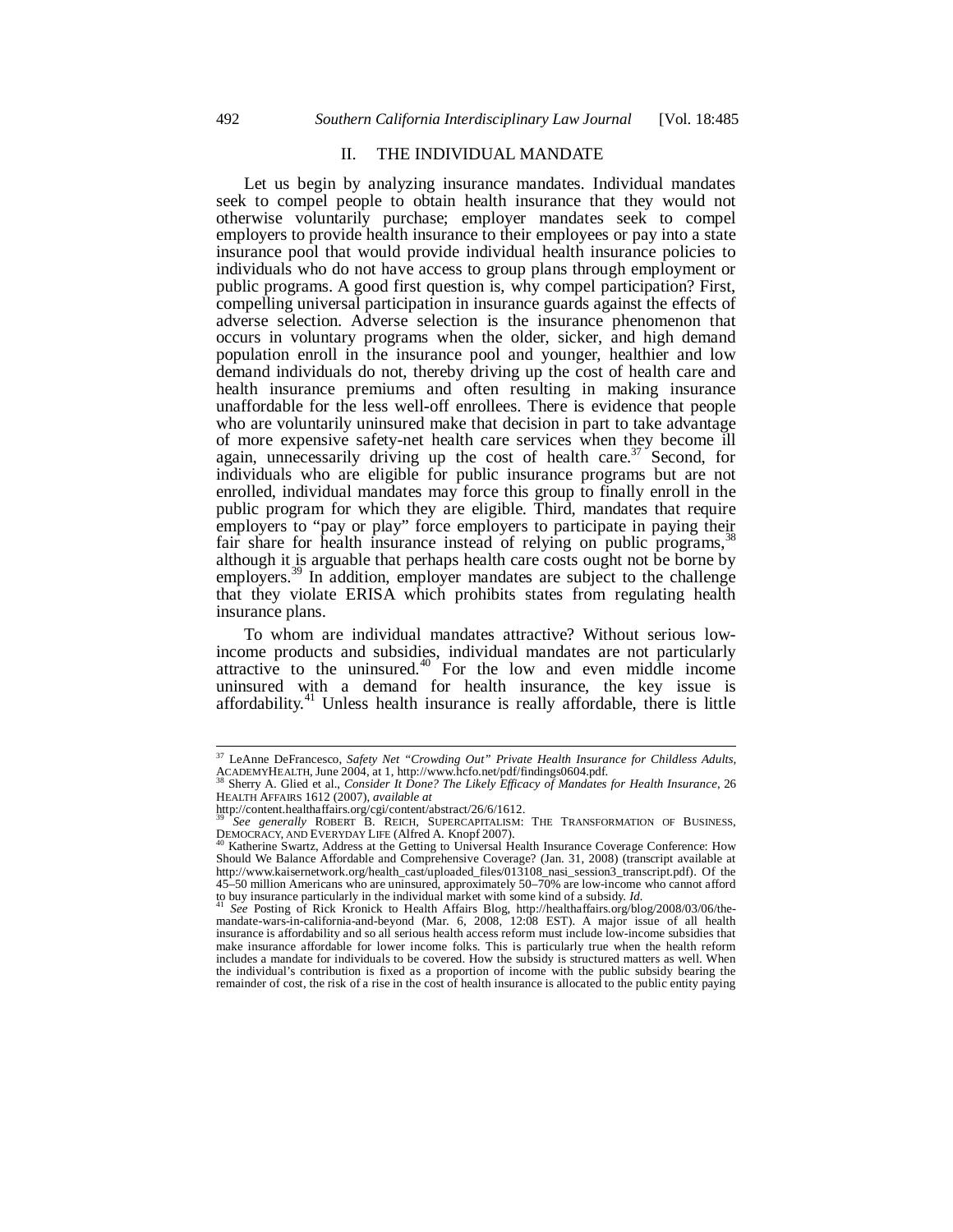## II. THE INDIVIDUAL MANDATE

Let us begin by analyzing insurance mandates. Individual mandates seek to compel people to obtain health insurance that they would not otherwise voluntarily purchase; employer mandates seek to compel employers to provide health insurance to their employees or pay into a state insurance pool that would provide individual health insurance policies to individuals who do not have access to group plans through employment or public programs. A good first question is, why compel participation? First, compelling universal participation in insurance guards against the effects of adverse selection. Adverse selection is the insurance phenomenon that occurs in voluntary programs when the older, sicker, and high demand population enroll in the insurance pool and younger, healthier and low demand individuals do not, thereby driving up the cost of health care and health insurance premiums and often resulting in making insurance unaffordable for the less well-off enrollees. There is evidence that people who are voluntarily uninsured make that decision in part to take advantage of more expensive safety-net health care services when they become ill again, unnecessarily driving up the cost of health care.[37] Second, for individuals who are eligible for public insurance programs but are not enrolled, individual mandates may force this group to finally enroll in the public program for which they are eligible. Third, mandates that require employers to "pay or play" force employers to participate in paying their fair share for health insurance instead of relying on public programs,[38] although it is arguable that perhaps health care costs ought not be borne by employers.[39] In addition, employer mandates are subject to the challenge that they violate ERISA which prohibits states from regulating health insurance plans.

To whom are individual mandates attractive? Without serious low-income products and subsidies, individual mandates are not particularly attractive to the uninsured.[40] For the low and even middle income uninsured with a demand for health insurance, the key issue is affordability.[41] Unless health insurance is really affordable, there is little

---

[37] LeAnne DeFrancesco, *Safety Net "Crowding Out" Private Health Insurance for Childless Adults*, ACADEMYHEALTH, June 2004, at 1, http://www.hcfo.net/pdf/findings0604.pdf.

[38] Sherry A. Glied et al., *Consider It Done? The Likely Efficacy of Mandates for Health Insurance*, 26 HEALTH AFFAIRS 1612 (2007), *available at* http://content.healthaffairs.org/cgi/content/abstract/26/6/1612.

[39] *See generally* ROBERT B. REICH, SUPERCAPITALISM: THE TRANSFORMATION OF BUSINESS, DEMOCRACY, AND EVERYDAY LIFE (Alfred A. Knopf 2007).

[40] Katherine Swartz, Address at the Getting to Universal Health Insurance Coverage Conference: How Should We Balance Affordable and Comprehensive Coverage? (Jan. 31, 2008) (transcript available at http://www.kaisernetwork.org/health_cast/uploaded_files/013108_nasi_session3_transcript.pdf). Of the 45–50 million Americans who are uninsured, approximately 50–70% are low-income who cannot afford to buy insurance particularly in the individual market with some kind of a subsidy. *Id.*

[41] *See* Posting of Rick Kronick to Health Affairs Blog, http://healthaffairs.org/blog/2008/03/06/the-mandate-wars-in-california-and-beyond (Mar. 6, 2008, 12:08 EST). A major issue of all health insurance is affordability and so all serious health access reform must include low-income subsidies that make insurance affordable for lower income folks. This is particularly true when the health reform includes a mandate for individuals to be covered. How the subsidy is structured matters as well. When the individual's contribution is fixed as a proportion of income with the public subsidy bearing the remainder of cost, the risk of a rise in the cost of health insurance is allocated to the public entity paying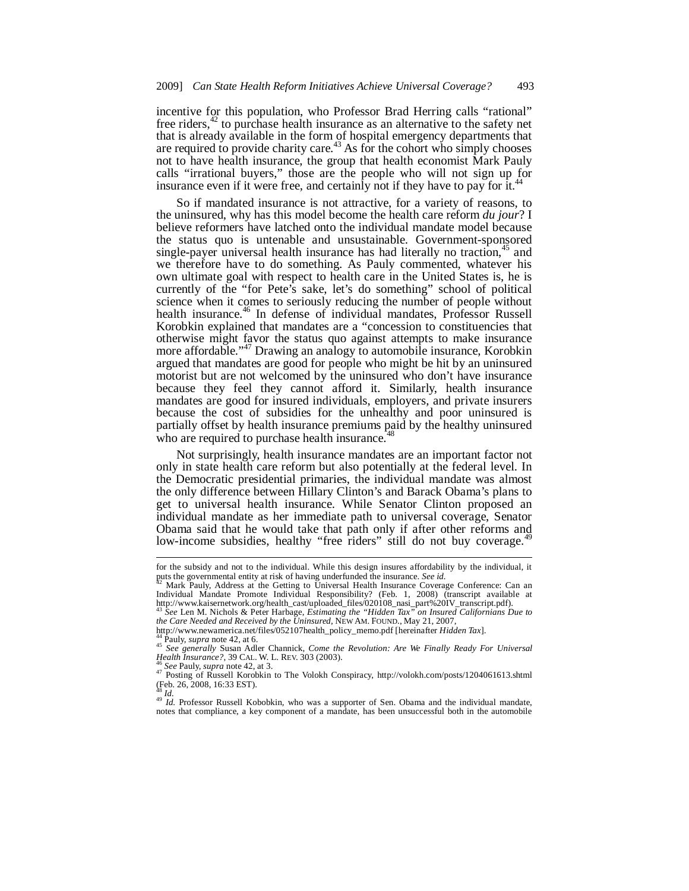incentive for this population, who Professor Brad Herring calls "rational" free riders,[42] to purchase health insurance as an alternative to the safety net that is already available in the form of hospital emergency departments that are required to provide charity care.[43] As for the cohort who simply chooses not to have health insurance, the group that health economist Mark Pauly calls "irrational buyers," those are the people who will not sign up for insurance even if it were free, and certainly not if they have to pay for it.[44]

So if mandated insurance is not attractive, for a variety of reasons, to the uninsured, why has this model become the health care reform *du jour*? I believe reformers have latched onto the individual mandate model because the status quo is untenable and unsustainable. Government-sponsored single-payer universal health insurance has had literally no traction,[45] and we therefore have to do something. As Pauly commented, whatever his own ultimate goal with respect to health care in the United States is, he is currently of the "for Pete's sake, let's do something" school of political science when it comes to seriously reducing the number of people without health insurance.[46] In defense of individual mandates, Professor Russell Korobkin explained that mandates are a "concession to constituencies that otherwise might favor the status quo against attempts to make insurance more affordable."[47] Drawing an analogy to automobile insurance, Korobkin argued that mandates are good for people who might be hit by an uninsured motorist but are not welcomed by the uninsured who don't have insurance because they feel they cannot afford it. Similarly, health insurance mandates are good for insured individuals, employers, and private insurers because the cost of subsidies for the unhealthy and poor uninsured is partially offset by health insurance premiums paid by the healthy uninsured who are required to purchase health insurance.[48]

Not surprisingly, health insurance mandates are an important factor not only in state health care reform but also potentially at the federal level. In the Democratic presidential primaries, the individual mandate was almost the only difference between Hillary Clinton's and Barack Obama's plans to get to universal health insurance. While Senator Clinton proposed an individual mandate as her immediate path to universal coverage, Senator Obama said that he would take that path only if after other reforms and low-income subsidies, healthy "free riders" still do not buy coverage.[49]

---

for the subsidy and not to the individual. While this design insures affordability by the individual, it puts the governmental entity at risk of having underfunded the insurance. *See id.*

[42] Mark Pauly, Address at the Getting to Universal Health Insurance Coverage Conference: Can an Individual Mandate Promote Individual Responsibility? (Feb. 1, 2008) (transcript available at http://www.kaisernetwork.org/health_cast/uploaded_files/020108_nasi_part%20IV_transcript.pdf).

[43] *See* Len M. Nichols & Peter Harbage, *Estimating the "Hidden Tax" on Insured Californians Due to the Care Needed and Received by the Uninsured*, NEW AM. FOUND., May 21, 2007, http://www.newamerica.net/files/052107health_policy_memo.pdf [hereinafter *Hidden Tax*].

[44] Pauly, *supra* note 42, at 6.

[45] *See generally* Susan Adler Channick, *Come the Revolution: Are We Finally Ready For Universal Health Insurance?*, 39 CAL. W. L. REV. 303 (2003).

[46] *See* Pauly, *supra* note 42, at 3.

[47] Posting of Russell Korobkin to The Volokh Conspiracy, http://volokh.com/posts/1204061613.shtml (Feb. 26, 2008, 16:33 EST).

[48] *Id.*

[49] *Id.* Professor Russell Kobobkin, who was a supporter of Sen. Obama and the individual mandate, notes that compliance, a key component of a mandate, has been unsuccessful both in the automobile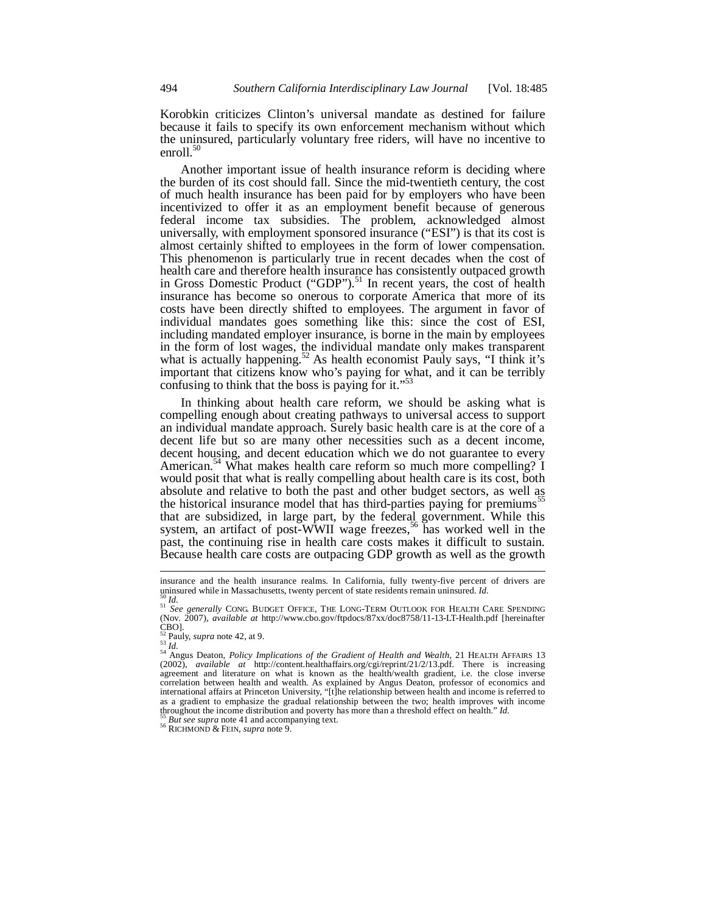Korobkin criticizes Clinton's universal mandate as destined for failure because it fails to specify its own enforcement mechanism without which the uninsured, particularly voluntary free riders, will have no incentive to enroll.[50]

Another important issue of health insurance reform is deciding where the burden of its cost should fall. Since the mid-twentieth century, the cost of much health insurance has been paid for by employers who have been incentivized to offer it as an employment benefit because of generous federal income tax subsidies. The problem, acknowledged almost universally, with employment sponsored insurance ("ESI") is that its cost is almost certainly shifted to employees in the form of lower compensation. This phenomenon is particularly true in recent decades when the cost of health care and therefore health insurance has consistently outpaced growth in Gross Domestic Product ("GDP").[51] In recent years, the cost of health insurance has become so onerous to corporate America that more of its costs have been directly shifted to employees. The argument in favor of individual mandates goes something like this: since the cost of ESI, including mandated employer insurance, is borne in the main by employees in the form of lost wages, the individual mandate only makes transparent what is actually happening.[52] As health economist Pauly says, "I think it's important that citizens know who's paying for what, and it can be terribly confusing to think that the boss is paying for it."[53]

In thinking about health care reform, we should be asking what is compelling enough about creating pathways to universal access to support an individual mandate approach. Surely basic health care is at the core of a decent life but so are many other necessities such as a decent income, decent housing, and decent education which we do not guarantee to every American.[54] What makes health care reform so much more compelling? I would posit that what is really compelling about health care is its cost, both absolute and relative to both the past and other budget sectors, as well as the historical insurance model that has third-parties paying for premiums[55] that are subsidized, in large part, by the federal government. While this system, an artifact of post-WWII wage freezes,[56] has worked well in the past, the continuing rise in health care costs makes it difficult to sustain. Because health care costs are outpacing GDP growth as well as the growth

---

insurance and the health insurance realms. In California, fully twenty-five percent of drivers are uninsured while in Massachusetts, twenty percent of state residents remain uninsured. *Id.*

[50] *Id.*

[51] *See generally* CONG. BUDGET OFFICE, THE LONG-TERM OUTLOOK FOR HEALTH CARE SPENDING (Nov. 2007), *available at* http://www.cbo.gov/ftpdocs/87xx/doc8758/11-13-LT-Health.pdf [hereinafter CBO].

[52] Pauly, *supra* note 42, at 9.

[53] *Id.*

[54] Angus Deaton, *Policy Implications of the Gradient of Health and Wealth*, 21 HEALTH AFFAIRS 13 (2002), *available at* http://content.healthaffairs.org/cgi/reprint/21/2/13.pdf. There is increasing agreement and literature on what is known as the health/wealth gradient, i.e. the close inverse correlation between health and wealth. As explained by Angus Deaton, professor of economics and international affairs at Princeton University, "[t]he relationship between health and income is referred to as a gradient to emphasize the gradual relationship between the two; health improves with income throughout the income distribution and poverty has more than a threshold effect on health." *Id.*

[55] *But see supra* note 41 and accompanying text.

[56] RICHMOND & FEIN, *supra* note 9.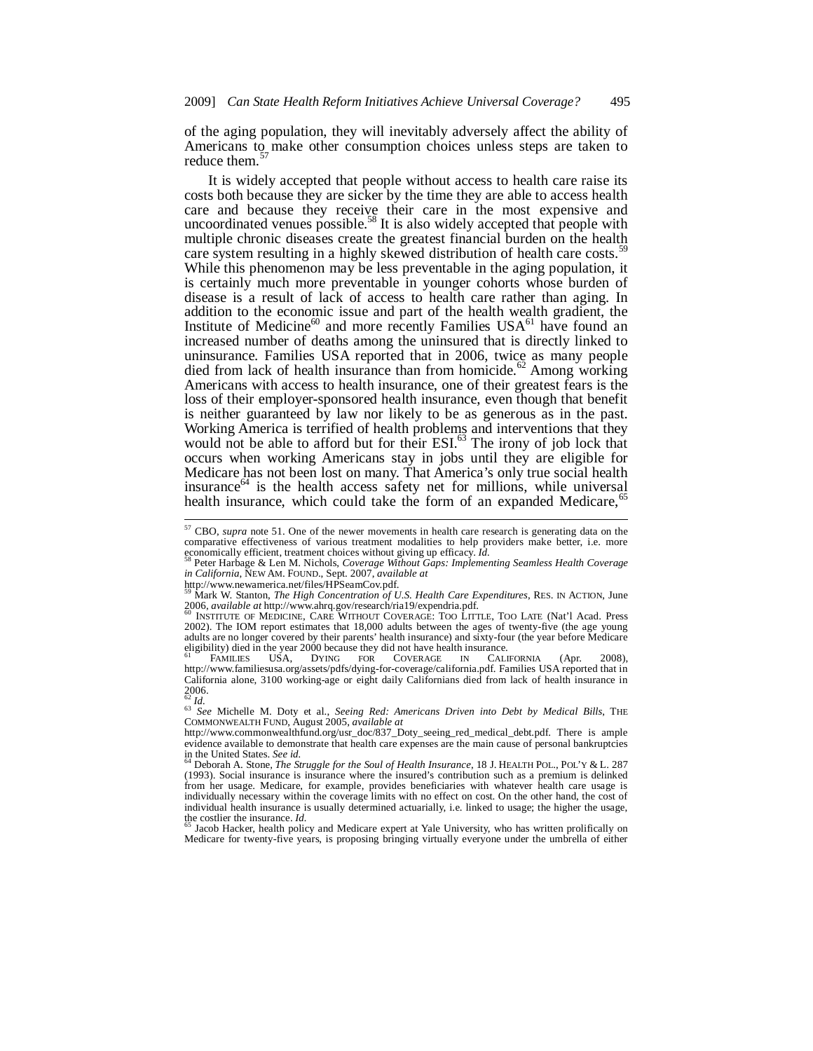of the aging population, they will inevitably adversely affect the ability of Americans to make other consumption choices unless steps are taken to reduce them.[57]

It is widely accepted that people without access to health care raise its costs both because they are sicker by the time they are able to access health care and because they receive their care in the most expensive and uncoordinated venues possible.[58] It is also widely accepted that people with multiple chronic diseases create the greatest financial burden on the health care system resulting in a highly skewed distribution of health care costs.[59] While this phenomenon may be less preventable in the aging population, it is certainly much more preventable in younger cohorts whose burden of disease is a result of lack of access to health care rather than aging. In addition to the economic issue and part of the health wealth gradient, the Institute of Medicine[60] and more recently Families USA[61] have found an increased number of deaths among the uninsured that is directly linked to uninsurance. Families USA reported that in 2006, twice as many people died from lack of health insurance than from homicide.[62] Among working Americans with access to health insurance, one of their greatest fears is the loss of their employer-sponsored health insurance, even though that benefit is neither guaranteed by law nor likely to be as generous as in the past. Working America is terrified of health problems and interventions that they would not be able to afford but for their ESI.[63] The irony of job lock that occurs when working Americans stay in jobs until they are eligible for Medicare has not been lost on many. That America's only true social health insurance[64] is the health access safety net for millions, while universal health insurance, which could take the form of an expanded Medicare,[65]

---

[57] CBO, *supra* note 51. One of the newer movements in health care research is generating data on the comparative effectiveness of various treatment modalities to help providers make better, i.e. more economically efficient, treatment choices without giving up efficacy. *Id.*

[58] Peter Harbage & Len M. Nichols, *Coverage Without Gaps: Implementing Seamless Health Coverage in California*, NEW AM. FOUND., Sept. 2007, *available at* http://www.newamerica.net/files/HPSeamCov.pdf.

[59] Mark W. Stanton, *The High Concentration of U.S. Health Care Expenditures*, RES. IN ACTION, June 2006, *available at* http://www.ahrq.gov/research/ria19/expendria.pdf.

[60] INSTITUTE OF MEDICINE, CARE WITHOUT COVERAGE: TOO LITTLE, TOO LATE (Nat'l Acad. Press 2002). The IOM report estimates that 18,000 adults between the ages of twenty-five (the age young adults are no longer covered by their parents' health insurance) and sixty-four (the year before Medicare eligibility) died in the year 2000 because they did not have health insurance.

[61] FAMILIES USA, DYING FOR COVERAGE IN CALIFORNIA (Apr. 2008), http://www.familiesusa.org/assets/pdfs/dying-for-coverage/california.pdf. Families USA reported that in California alone, 3100 working-age or eight daily Californians died from lack of health insurance in 2006.

[62] *Id.*

[63] *See* Michelle M. Doty et al., *Seeing Red: Americans Driven into Debt by Medical Bills*, THE COMMONWEALTH FUND, August 2005, *available at* http://www.commonwealthfund.org/usr_doc/837_Doty_seeing_red_medical_debt.pdf. There is ample evidence available to demonstrate that health care expenses are the main cause of personal bankruptcies in the United States. *See id.*

[64] Deborah A. Stone, *The Struggle for the Soul of Health Insurance*, 18 J. HEALTH POL., POL'Y & L. 287 (1993). Social insurance is insurance where the insured's contribution such as a premium is delinked from her usage. Medicare, for example, provides beneficiaries with whatever health care usage is individually necessary within the coverage limits with no effect on cost. On the other hand, the cost of individual health insurance is usually determined actuarially, i.e. linked to usage; the higher the usage, the costlier the insurance. *Id.*

[65] Jacob Hacker, health policy and Medicare expert at Yale University, who has written prolifically on Medicare for twenty-five years, is proposing bringing virtually everyone under the umbrella of either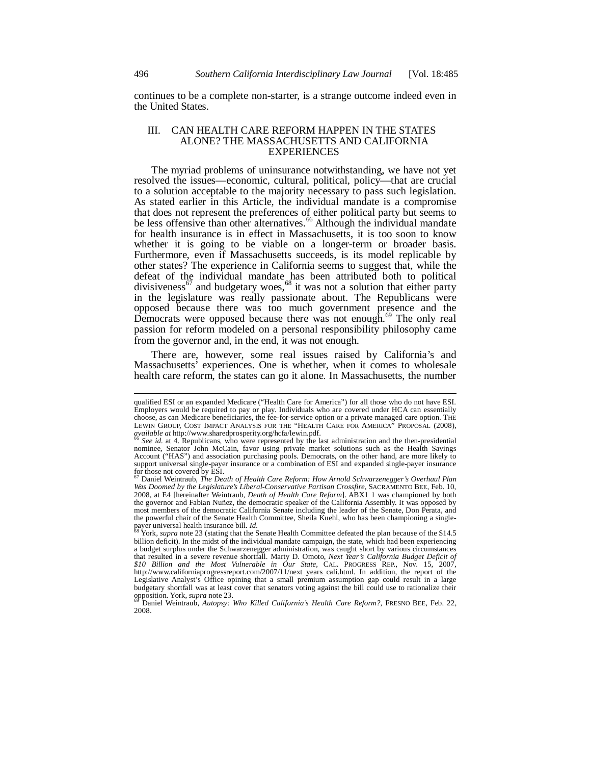continues to be a complete non-starter, is a strange outcome indeed even in the United States.

## III. CAN HEALTH CARE REFORM HAPPEN IN THE STATES ALONE? THE MASSACHUSETTS AND CALIFORNIA EXPERIENCES

The myriad problems of uninsurance notwithstanding, we have not yet resolved the issues—economic, cultural, political, policy—that are crucial to a solution acceptable to the majority necessary to pass such legislation. As stated earlier in this Article, the individual mandate is a compromise that does not represent the preferences of either political party but seems to be less offensive than other alternatives.[66] Although the individual mandate for health insurance is in effect in Massachusetts, it is too soon to know whether it is going to be viable on a longer-term or broader basis. Furthermore, even if Massachusetts succeeds, is its model replicable by other states? The experience in California seems to suggest that, while the defeat of the individual mandate has been attributed both to political divisiveness[67] and budgetary woes,[68] it was not a solution that either party in the legislature was really passionate about. The Republicans were opposed because there was too much government presence and the Democrats were opposed because there was not enough.[69] The only real passion for reform modeled on a personal responsibility philosophy came from the governor and, in the end, it was not enough.

There are, however, some real issues raised by California's and Massachusetts' experiences. One is whether, when it comes to wholesale health care reform, the states can go it alone. In Massachusetts, the number

---

qualified ESI or an expanded Medicare ("Health Care for America") for all those who do not have ESI. Employers would be required to pay or play. Individuals who are covered under HCA can essentially choose, as can Medicare beneficiaries, the fee-for-service option or a private managed care option. THE LEWIN GROUP, COST IMPACT ANALYSIS FOR THE "HEALTH CARE FOR AMERICA" PROPOSAL (2008), *available at* http://www.sharedprosperity.org/hcfa/lewin.pdf.

[66] *See id.* at 4. Republicans, who were represented by the last administration and the then-presidential nominee, Senator John McCain, favor using private market solutions such as the Health Savings Account ("HAS") and association purchasing pools. Democrats, on the other hand, are more likely to support universal single-payer insurance or a combination of ESI and expanded single-payer insurance for those not covered by ESI.

[67] Daniel Weintraub, *The Death of Health Care Reform: How Arnold Schwarzenegger's Overhaul Plan Was Doomed by the Legislature's Liberal-Conservative Partisan Crossfire*, SACRAMENTO BEE, Feb. 10, 2008, at E4 [hereinafter Weintraub, *Death of Health Care Reform*]. ABX1 1 was championed by both the governor and Fabian Nuñez, the democratic speaker of the California Assembly. It was opposed by most members of the democratic California Senate including the leader of the Senate, Don Perata, and the powerful chair of the Senate Health Committee, Sheila Kuehl, who has been championing a single-payer universal health insurance bill. *Id.*

[68] York, *supra* note 23 (stating that the Senate Health Committee defeated the plan because of the $14.5 billion deficit). In the midst of the individual mandate campaign, the state, which had been experiencing a budget surplus under the Schwarzenegger administration, was caught short by various circumstances that resulted in a severe revenue shortfall. Marty D. Omoto, *Next Year's California Budget Deficit of $10 Billion and the Most Vulnerable in Our State*, CAL. PROGRESS REP., Nov. 15, 2007, http://www.californiaprogressreport.com/2007/11/next_years_cali.html. In addition, the report of the Legislative Analyst's Office opining that a small premium assumption gap could result in a large budgetary shortfall was at least cover that senators voting against the bill could use to rationalize their opposition. York, *supra* note 23.

[69] Daniel Weintraub, *Autopsy: Who Killed California's Health Care Reform?*, FRESNO BEE, Feb. 22, 2008.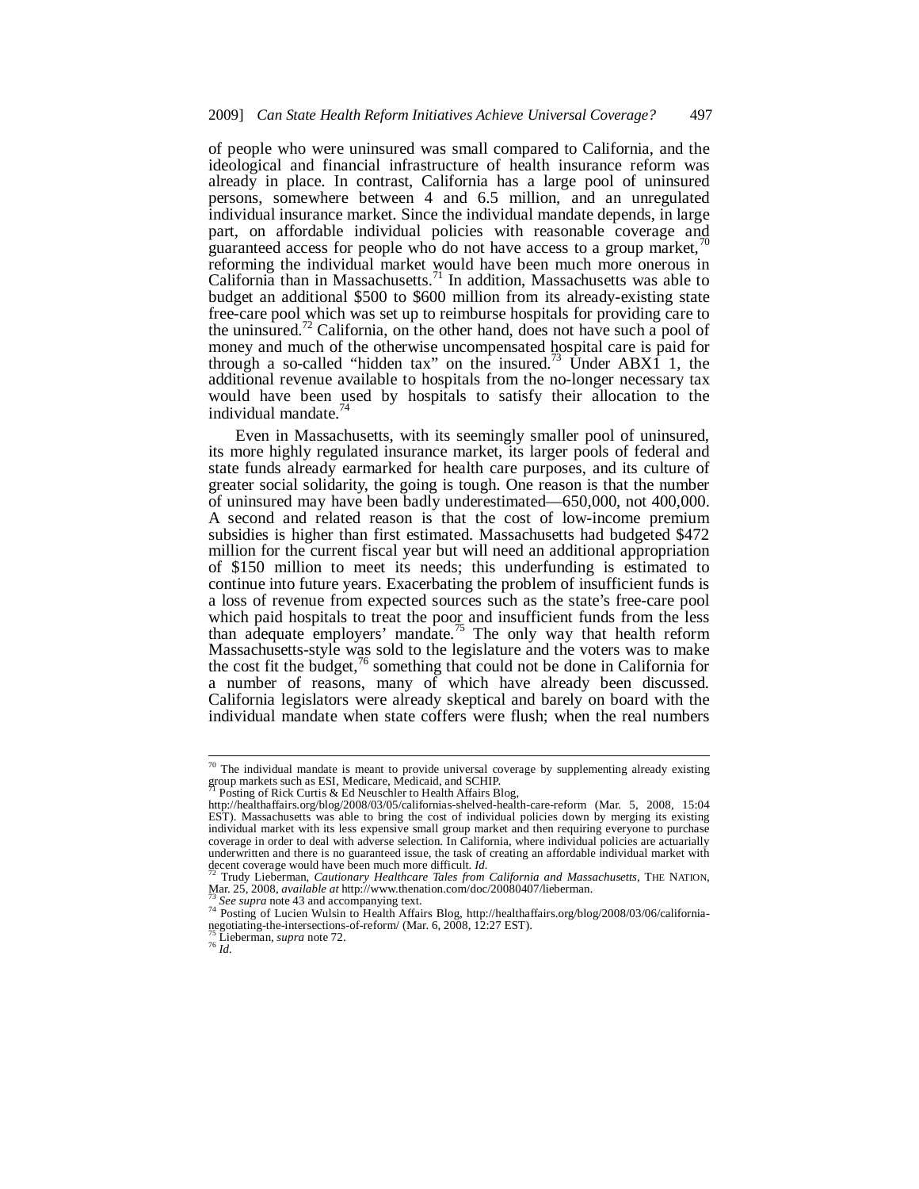of people who were uninsured was small compared to California, and the ideological and financial infrastructure of health insurance reform was already in place. In contrast, California has a large pool of uninsured persons, somewhere between 4 and 6.5 million, and an unregulated individual insurance market. Since the individual mandate depends, in large part, on affordable individual policies with reasonable coverage and guaranteed access for people who do not have access to a group market,[70] reforming the individual market would have been much more onerous in California than in Massachusetts.[71] In addition, Massachusetts was able to budget an additional \$500 to \$600 million from its already-existing state free-care pool which was set up to reimburse hospitals for providing care to the uninsured.[72] California, on the other hand, does not have such a pool of money and much of the otherwise uncompensated hospital care is paid for through a so-called "hidden tax" on the insured.[73] Under ABX1 1, the additional revenue available to hospitals from the no-longer necessary tax would have been used by hospitals to satisfy their allocation to the individual mandate.[74]

Even in Massachusetts, with its seemingly smaller pool of uninsured, its more highly regulated insurance market, its larger pools of federal and state funds already earmarked for health care purposes, and its culture of greater social solidarity, the going is tough. One reason is that the number of uninsured may have been badly underestimated—650,000, not 400,000. A second and related reason is that the cost of low-income premium subsidies is higher than first estimated. Massachusetts had budgeted \$472 million for the current fiscal year but will need an additional appropriation of \$150 million to meet its needs; this underfunding is estimated to continue into future years. Exacerbating the problem of insufficient funds is a loss of revenue from expected sources such as the state's free-care pool which paid hospitals to treat the poor and insufficient funds from the less than adequate employers' mandate.[75] The only way that health reform Massachusetts-style was sold to the legislature and the voters was to make the cost fit the budget,[76] something that could not be done in California for a number of reasons, many of which have already been discussed. California legislators were already skeptical and barely on board with the individual mandate when state coffers were flush; when the real numbers

---

[70] The individual mandate is meant to provide universal coverage by supplementing already existing group markets such as ESI, Medicare, Medicaid, and SCHIP.

[71] Posting of Rick Curtis & Ed Neuschler to Health Affairs Blog, http://healthaffairs.org/blog/2008/03/05/californias-shelved-health-care-reform (Mar. 5, 2008, 15:04 EST). Massachusetts was able to bring the cost of individual policies down by merging its existing individual market with its less expensive small group market and then requiring everyone to purchase coverage in order to deal with adverse selection. In California, where individual policies are actuarially underwritten and there is no guaranteed issue, the task of creating an affordable individual market with decent coverage would have been much more difficult. *Id.*

[72] Trudy Lieberman, *Cautionary Healthcare Tales from California and Massachusetts*, THE NATION, Mar. 25, 2008, *available at* http://www.thenation.com/doc/20080407/lieberman.

[73] *See supra* note 43 and accompanying text.

[74] Posting of Lucien Wulsin to Health Affairs Blog, http://healthaffairs.org/blog/2008/03/06/california-negotiating-the-intersections-of-reform/ (Mar. 6, 2008, 12:27 EST).

[75] Lieberman, *supra* note 72.

[76] *Id.*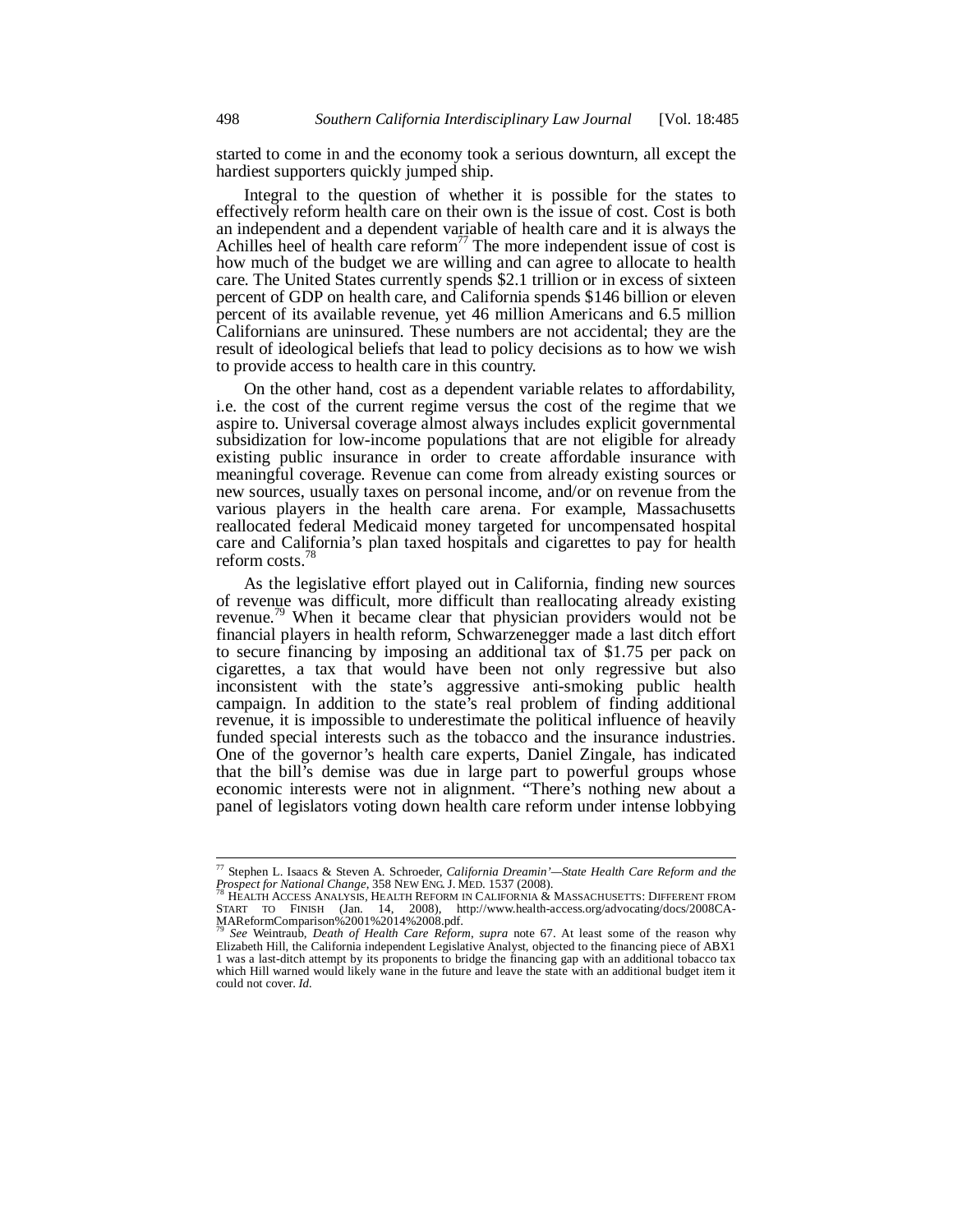started to come in and the economy took a serious downturn, all except the hardiest supporters quickly jumped ship.

Integral to the question of whether it is possible for the states to effectively reform health care on their own is the issue of cost. Cost is both an independent and a dependent variable of health care and it is always the Achilles heel of health care reform[77] The more independent issue of cost is how much of the budget we are willing and can agree to allocate to health care. The United States currently spends $2.1 trillion or in excess of sixteen percent of GDP on health care, and California spends $146 billion or eleven percent of its available revenue, yet 46 million Americans and 6.5 million Californians are uninsured. These numbers are not accidental; they are the result of ideological beliefs that lead to policy decisions as to how we wish to provide access to health care in this country.

On the other hand, cost as a dependent variable relates to affordability, i.e. the cost of the current regime versus the cost of the regime that we aspire to. Universal coverage almost always includes explicit governmental subsidization for low-income populations that are not eligible for already existing public insurance in order to create affordable insurance with meaningful coverage. Revenue can come from already existing sources or new sources, usually taxes on personal income, and/or on revenue from the various players in the health care arena. For example, Massachusetts reallocated federal Medicaid money targeted for uncompensated hospital care and California's plan taxed hospitals and cigarettes to pay for health reform costs.[78]

As the legislative effort played out in California, finding new sources of revenue was difficult, more difficult than reallocating already existing revenue.[79] When it became clear that physician providers would not be financial players in health reform, Schwarzenegger made a last ditch effort to secure financing by imposing an additional tax of $1.75 per pack on cigarettes, a tax that would have been not only regressive but also inconsistent with the state's aggressive anti-smoking public health campaign. In addition to the state's real problem of finding additional revenue, it is impossible to underestimate the political influence of heavily funded special interests such as the tobacco and the insurance industries. One of the governor's health care experts, Daniel Zingale, has indicated that the bill's demise was due in large part to powerful groups whose economic interests were not in alignment. "There's nothing new about a panel of legislators voting down health care reform under intense lobbying

---

[77] Stephen L. Isaacs & Steven A. Schroeder, *California Dreamin'—State Health Care Reform and the Prospect for National Change*, 358 NEW ENG. J. MED. 1537 (2008).

[78] HEALTH ACCESS ANALYSIS, HEALTH REFORM IN CALIFORNIA & MASSACHUSETTS: DIFFERENT FROM START TO FINISH (Jan. 14, 2008), http://www.health-access.org/advocating/docs/2008CA-MAReformComparison%2001%2014%2008.pdf.

[79] *See* Weintraub, *Death of Health Care Reform*, *supra* note 67. At least some of the reason why Elizabeth Hill, the California independent Legislative Analyst, objected to the financing piece of ABX1 1 was a last-ditch attempt by its proponents to bridge the financing gap with an additional tobacco tax which Hill warned would likely wane in the future and leave the state with an additional budget item it could not cover. *Id.*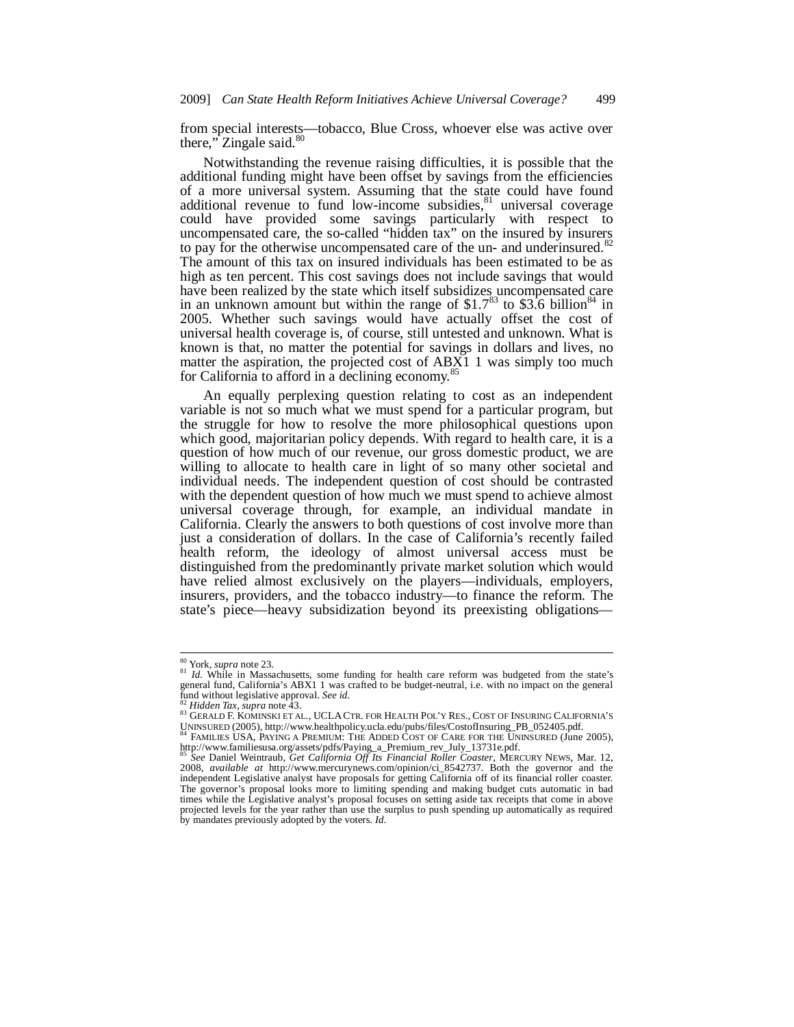from special interests—tobacco, Blue Cross, whoever else was active over there," Zingale said.[80]

Notwithstanding the revenue raising difficulties, it is possible that the additional funding might have been offset by savings from the efficiencies of a more universal system. Assuming that the state could have found additional revenue to fund low-income subsidies,[81] universal coverage could have provided some savings particularly with respect to uncompensated care, the so-called "hidden tax" on the insured by insurers to pay for the otherwise uncompensated care of the un- and underinsured.[82] The amount of this tax on insured individuals has been estimated to be as high as ten percent. This cost savings does not include savings that would have been realized by the state which itself subsidizes uncompensated care in an unknown amount but within the range of $1.7[83] to $3.6 billion[84] in 2005. Whether such savings would have actually offset the cost of universal health coverage is, of course, still untested and unknown. What is known is that, no matter the potential for savings in dollars and lives, no matter the aspiration, the projected cost of ABX1 1 was simply too much for California to afford in a declining economy.[85]

An equally perplexing question relating to cost as an independent variable is not so much what we must spend for a particular program, but the struggle for how to resolve the more philosophical questions upon which good, majoritarian policy depends. With regard to health care, it is a question of how much of our revenue, our gross domestic product, we are willing to allocate to health care in light of so many other societal and individual needs. The independent question of cost should be contrasted with the dependent question of how much we must spend to achieve almost universal coverage through, for example, an individual mandate in California. Clearly the answers to both questions of cost involve more than just a consideration of dollars. In the case of California's recently failed health reform, the ideology of almost universal access must be distinguished from the predominantly private market solution which would have relied almost exclusively on the players—individuals, employers, insurers, providers, and the tobacco industry—to finance the reform. The state's piece—heavy subsidization beyond its preexisting obligations—

---

[80] York, *supra* note 23.

[81] *Id.* While in Massachusetts, some funding for health care reform was budgeted from the state's general fund, California's ABX1 1 was crafted to be budget-neutral, i.e. with no impact on the general fund without legislative approval. *See id.*

[82] *Hidden Tax*, *supra* note 43.

[83] GERALD F. KOMINSKI ET AL., UCLA CTR. FOR HEALTH POL'Y RES., COST OF INSURING CALIFORNIA'S UNINSURED (2005), http://www.healthpolicy.ucla.edu/pubs/files/CostofInsuring_PB_052405.pdf.

[84] FAMILIES USA, PAYING A PREMIUM: THE ADDED COST OF CARE FOR THE UNINSURED (June 2005), http://www.familiesusa.org/assets/pdfs/Paying_a_Premium_rev_July_13731e.pdf.

[85] *See* Daniel Weintraub, *Get California Off Its Financial Roller Coaster*, MERCURY NEWS, Mar. 12, 2008, *available at* http://www.mercurynews.com/opinion/ci_8542737. Both the governor and the independent Legislative analyst have proposals for getting California off of its financial roller coaster. The governor's proposal looks more to limiting spending and making budget cuts automatic in bad times while the Legislative analyst's proposal focuses on setting aside tax receipts that come in above projected levels for the year rather than use the surplus to push spending up automatically as required by mandates previously adopted by the voters. *Id.*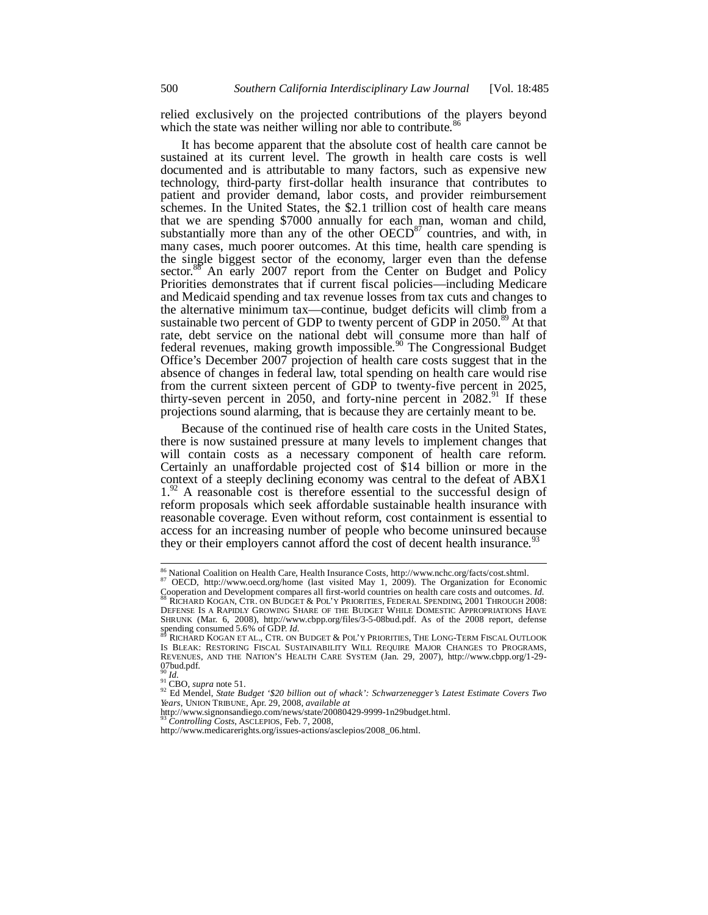relied exclusively on the projected contributions of the players beyond which the state was neither willing nor able to contribute.[86]

It has become apparent that the absolute cost of health care cannot be sustained at its current level. The growth in health care costs is well documented and is attributable to many factors, such as expensive new technology, third-party first-dollar health insurance that contributes to patient and provider demand, labor costs, and provider reimbursement schemes. In the United States, the $2.1 trillion cost of health care means that we are spending $7000 annually for each man, woman and child, substantially more than any of the other OECD[87] countries, and with, in many cases, much poorer outcomes. At this time, health care spending is the single biggest sector of the economy, larger even than the defense sector.[88] An early 2007 report from the Center on Budget and Policy Priorities demonstrates that if current fiscal policies—including Medicare and Medicaid spending and tax revenue losses from tax cuts and changes to the alternative minimum tax—continue, budget deficits will climb from a sustainable two percent of GDP to twenty percent of GDP in 2050.[89] At that rate, debt service on the national debt will consume more than half of federal revenues, making growth impossible.[90] The Congressional Budget Office's December 2007 projection of health care costs suggest that in the absence of changes in federal law, total spending on health care would rise from the current sixteen percent of GDP to twenty-five percent in 2025, thirty-seven percent in 2050, and forty-nine percent in 2082.[91] If these projections sound alarming, that is because they are certainly meant to be.

Because of the continued rise of health care costs in the United States, there is now sustained pressure at many levels to implement changes that will contain costs as a necessary component of health care reform. Certainly an unaffordable projected cost of $14 billion or more in the context of a steeply declining economy was central to the defeat of ABX1 1.[92] A reasonable cost is therefore essential to the successful design of reform proposals which seek affordable sustainable health insurance with reasonable coverage. Even without reform, cost containment is essential to access for an increasing number of people who become uninsured because they or their employers cannot afford the cost of decent health insurance.[93]

---

[86] National Coalition on Health Care, Health Insurance Costs, http://www.nchc.org/facts/cost.shtml.

[87] OECD, http://www.oecd.org/home (last visited May 1, 2009). The Organization for Economic Cooperation and Development compares all first-world countries on health care costs and outcomes. *Id.*

[88] RICHARD KOGAN, CTR. ON BUDGET & POL'Y PRIORITIES, FEDERAL SPENDING, 2001 THROUGH 2008: DEFENSE IS A RAPIDLY GROWING SHARE OF THE BUDGET WHILE DOMESTIC APPROPRIATIONS HAVE SHRUNK (Mar. 6, 2008), http://www.cbpp.org/files/3-5-08bud.pdf. As of the 2008 report, defense spending consumed 5.6% of GDP. *Id.*

[89] RICHARD KOGAN ET AL., CTR. ON BUDGET & POL'Y PRIORITIES, THE LONG-TERM FISCAL OUTLOOK IS BLEAK: RESTORING FISCAL SUSTAINABILITY WILL REQUIRE MAJOR CHANGES TO PROGRAMS, REVENUES, AND THE NATION'S HEALTH CARE SYSTEM (Jan. 29, 2007), http://www.cbpp.org/1-29-07bud.pdf.

[90] *Id.*

[91] CBO, *supra* note 51.

[92] Ed Mendel, *State Budget '$20 billion out of whack': Schwarzenegger's Latest Estimate Covers Two Years*, UNION TRIBUNE, Apr. 29, 2008, *available at* http://www.signonsandiego.com/news/state/20080429-9999-1n29budget.html.

[93] *Controlling Costs*, ASCLEPIOS, Feb. 7, 2008, http://www.medicarerights.org/issues-actions/asclepios/2008_06.html.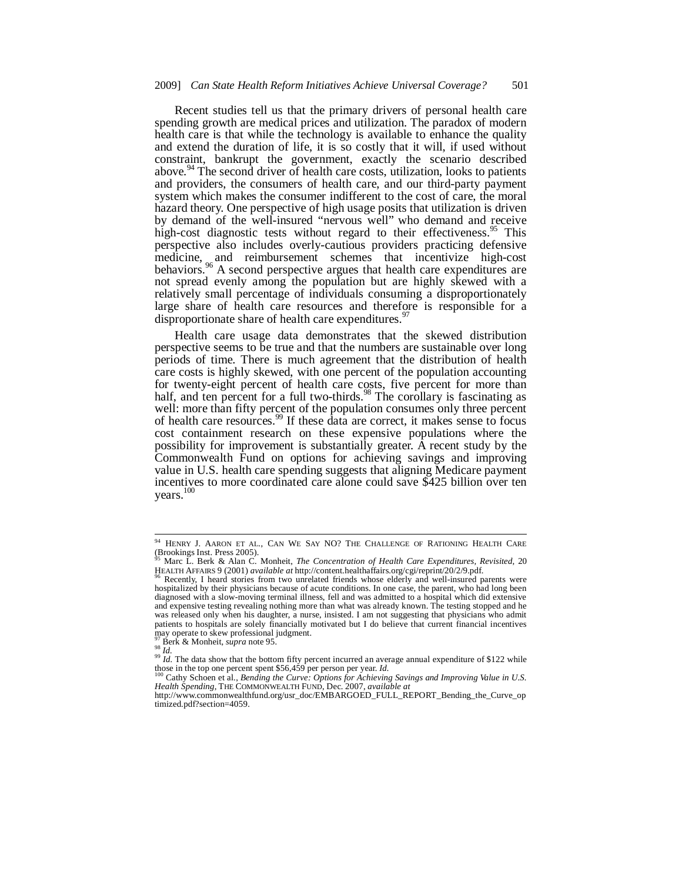Recent studies tell us that the primary drivers of personal health care spending growth are medical prices and utilization. The paradox of modern health care is that while the technology is available to enhance the quality and extend the duration of life, it is so costly that it will, if used without constraint, bankrupt the government, exactly the scenario described above.[94] The second driver of health care costs, utilization, looks to patients and providers, the consumers of health care, and our third-party payment system which makes the consumer indifferent to the cost of care, the moral hazard theory. One perspective of high usage posits that utilization is driven by demand of the well-insured "nervous well" who demand and receive high-cost diagnostic tests without regard to their effectiveness.[95] This perspective also includes overly-cautious providers practicing defensive medicine, and reimbursement schemes that incentivize high-cost behaviors.[96] A second perspective argues that health care expenditures are not spread evenly among the population but are highly skewed with a relatively small percentage of individuals consuming a disproportionately large share of health care resources and therefore is responsible for a disproportionate share of health care expenditures.[97]

Health care usage data demonstrates that the skewed distribution perspective seems to be true and that the numbers are sustainable over long periods of time. There is much agreement that the distribution of health care costs is highly skewed, with one percent of the population accounting for twenty-eight percent of health care costs, five percent for more than half, and ten percent for a full two-thirds.[98] The corollary is fascinating as well: more than fifty percent of the population consumes only three percent of health care resources.[99] If these data are correct, it makes sense to focus cost containment research on these expensive populations where the possibility for improvement is substantially greater. A recent study by the Commonwealth Fund on options for achieving savings and improving value in U.S. health care spending suggests that aligning Medicare payment incentives to more coordinated care alone could save $425 billion over ten years.[100]

---

[94] HENRY J. AARON ET AL., CAN WE SAY NO? THE CHALLENGE OF RATIONING HEALTH CARE (Brookings Inst. Press 2005).

[95] Marc L. Berk & Alan C. Monheit, *The Concentration of Health Care Expenditures, Revisited*, 20 HEALTH AFFAIRS 9 (2001) *available at* http://content.healthaffairs.org/cgi/reprint/20/2/9.pdf.

[96] Recently, I heard stories from two unrelated friends whose elderly and well-insured parents were hospitalized by their physicians because of acute conditions. In one case, the parent, who had long been diagnosed with a slow-moving terminal illness, fell and was admitted to a hospital which did extensive and expensive testing revealing nothing more than what was already known. The testing stopped and he was released only when his daughter, a nurse, insisted. I am not suggesting that physicians who admit patients to hospitals are solely financially motivated but I do believe that current financial incentives may operate to skew professional judgment.

[97] Berk & Monheit, *supra* note 95.

[98] *Id.*

[99] *Id.* The data show that the bottom fifty percent incurred an average annual expenditure of $122 while those in the top one percent spent $56,459 per person per year. *Id.*

[100] Cathy Schoen et al., *Bending the Curve: Options for Achieving Savings and Improving Value in U.S. Health Spending*, THE COMMONWEALTH FUND, Dec. 2007, *available at* http://www.commonwealthfund.org/usr_doc/EMBARGOED_FULL_REPORT_Bending_the_Curve_optimized.pdf?section=4059.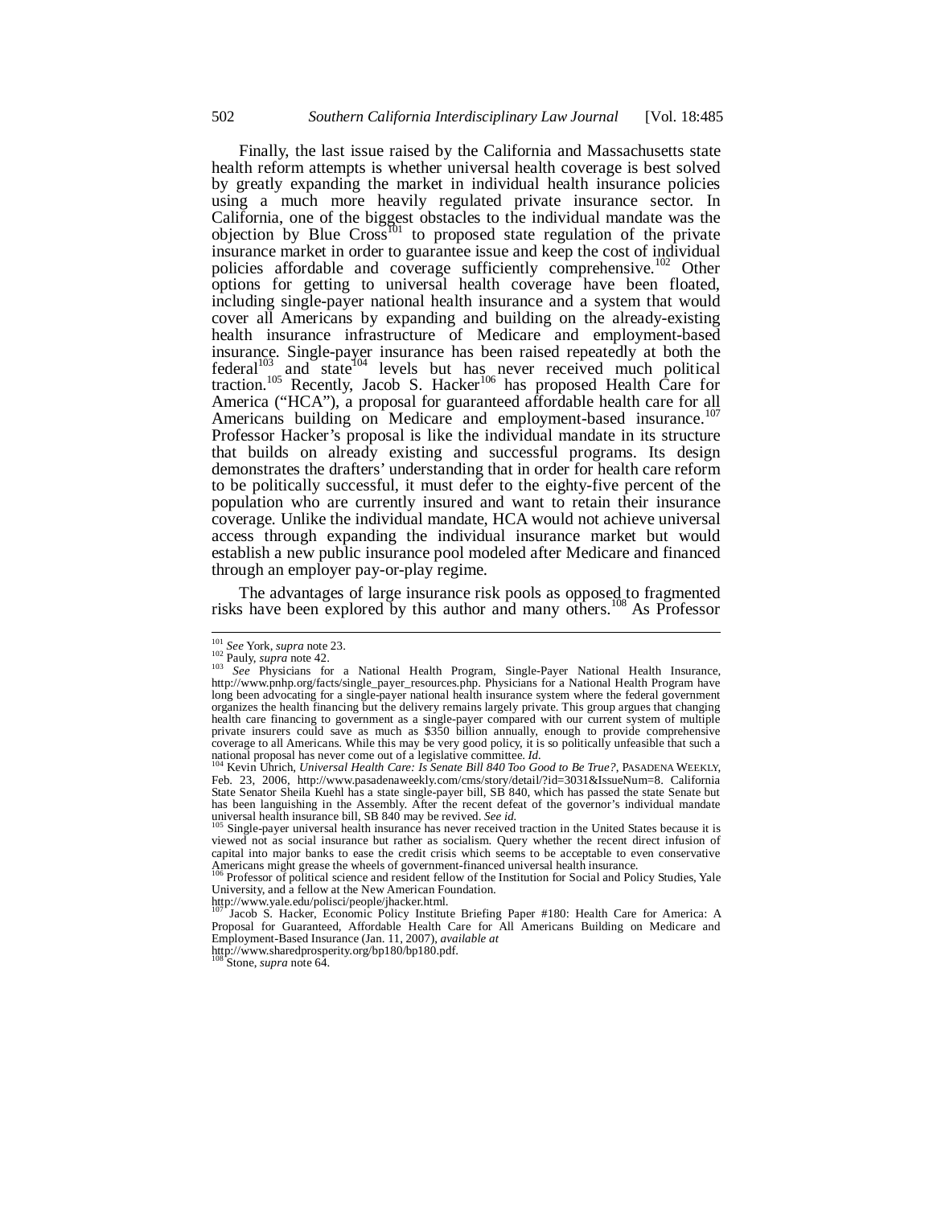Finally, the last issue raised by the California and Massachusetts state health reform attempts is whether universal health coverage is best solved by greatly expanding the market in individual health insurance policies using a much more heavily regulated private insurance sector. In California, one of the biggest obstacles to the individual mandate was the objection by Blue Cross[101] to proposed state regulation of the private insurance market in order to guarantee issue and keep the cost of individual policies affordable and coverage sufficiently comprehensive.[102] Other options for getting to universal health coverage have been floated, including single-payer national health insurance and a system that would cover all Americans by expanding and building on the already-existing health insurance infrastructure of Medicare and employment-based insurance. Single-payer insurance has been raised repeatedly at both the federal[103] and state[104] levels but has never received much political traction.[105] Recently, Jacob S. Hacker[106] has proposed Health Care for America ("HCA"), a proposal for guaranteed affordable health care for all Americans building on Medicare and employment-based insurance.[107] Professor Hacker's proposal is like the individual mandate in its structure that builds on already existing and successful programs. Its design demonstrates the drafters' understanding that in order for health care reform to be politically successful, it must defer to the eighty-five percent of the population who are currently insured and want to retain their insurance coverage. Unlike the individual mandate, HCA would not achieve universal access through expanding the individual insurance market but would establish a new public insurance pool modeled after Medicare and financed through an employer pay-or-play regime.

The advantages of large insurance risk pools as opposed to fragmented risks have been explored by this author and many others.[108] As Professor

---

[101] *See* York, *supra* note 23.

[102] Pauly, *supra* note 42.

[103] *See* Physicians for a National Health Program, Single-Payer National Health Insurance, http://www.pnhp.org/facts/single_payer_resources.php. Physicians for a National Health Program have long been advocating for a single-payer national health insurance system where the federal government organizes the health financing but the delivery remains largely private. This group argues that changing health care financing to government as a single-payer compared with our current system of multiple private insurers could save as much as $350 billion annually, enough to provide comprehensive coverage to all Americans. While this may be very good policy, it is so politically unfeasible that such a national proposal has never come out of a legislative committee. *Id.*

[104] Kevin Uhrich, *Universal Health Care: Is Senate Bill 840 Too Good to Be True?*, PASADENA WEEKLY, Feb. 23, 2006, http://www.pasadenaweekly.com/cms/story/detail/?id=3031&IssueNum=8. California State Senator Sheila Kuehl has a state single-payer bill, SB 840, which has passed the state Senate but has been languishing in the Assembly. After the recent defeat of the governor's individual mandate universal health insurance bill, SB 840 may be revived. *See id.*

[105] Single-payer universal health insurance has never received traction in the United States because it is viewed not as social insurance but rather as socialism. Query whether the recent direct infusion of capital into major banks to ease the credit crisis which seems to be acceptable to even conservative Americans might grease the wheels of government-financed universal health insurance.

[106] Professor of political science and resident fellow of the Institution for Social and Policy Studies, Yale University, and a fellow at the New American Foundation. http://www.yale.edu/polisci/people/jhacker.html.

[107] Jacob S. Hacker, Economic Policy Institute Briefing Paper #180: Health Care for America: A Proposal for Guaranteed, Affordable Health Care for All Americans Building on Medicare and Employment-Based Insurance (Jan. 11, 2007), *available at* http://www.sharedprosperity.org/bp180/bp180.pdf.

[108] Stone, *supra* note 64.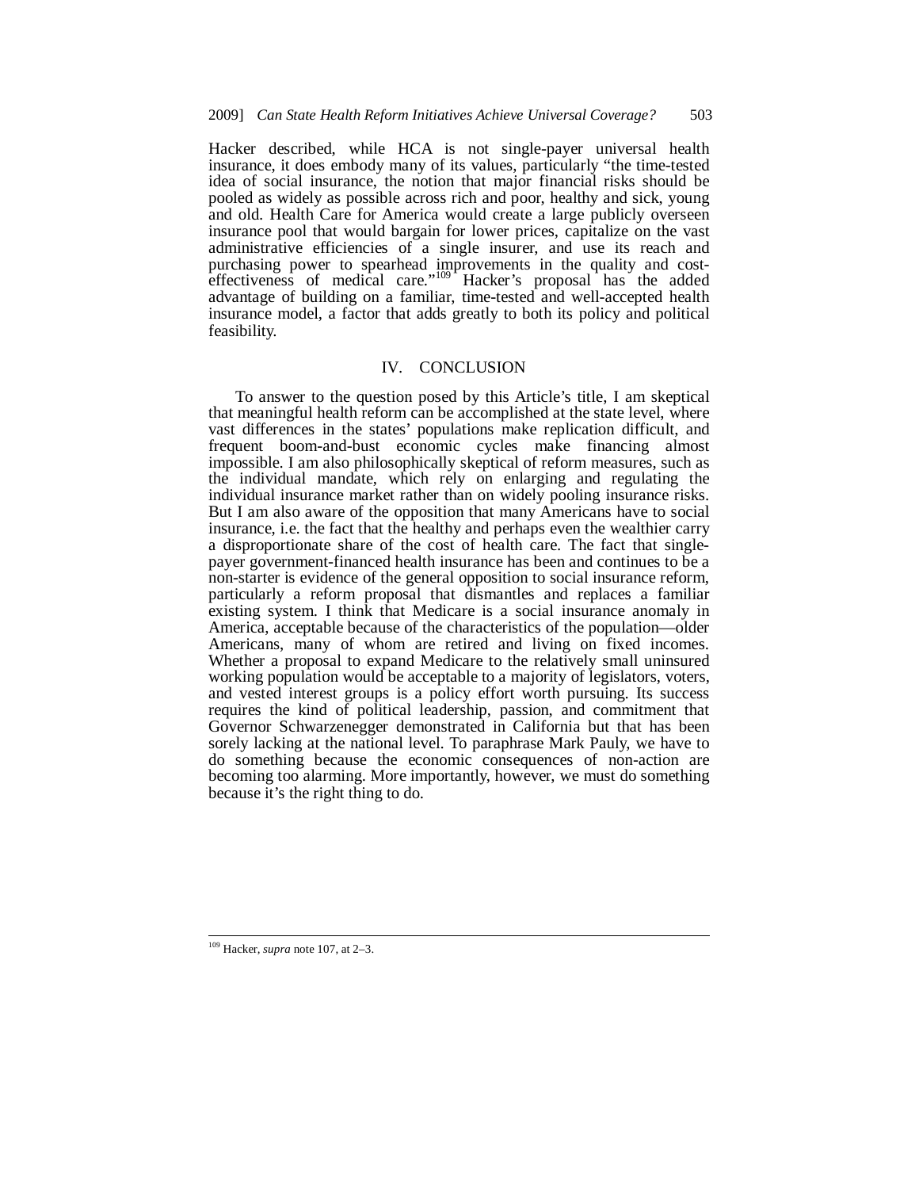Hacker described, while HCA is not single-payer universal health insurance, it does embody many of its values, particularly "the time-tested idea of social insurance, the notion that major financial risks should be pooled as widely as possible across rich and poor, healthy and sick, young and old. Health Care for America would create a large publicly overseen insurance pool that would bargain for lower prices, capitalize on the vast administrative efficiencies of a single insurer, and use its reach and purchasing power to spearhead improvements in the quality and cost-effectiveness of medical care."[109] Hacker's proposal has the added advantage of building on a familiar, time-tested and well-accepted health insurance model, a factor that adds greatly to both its policy and political feasibility.

## IV. CONCLUSION

To answer to the question posed by this Article's title, I am skeptical that meaningful health reform can be accomplished at the state level, where vast differences in the states' populations make replication difficult, and frequent boom-and-bust economic cycles make financing almost impossible. I am also philosophically skeptical of reform measures, such as the individual mandate, which rely on enlarging and regulating the individual insurance market rather than on widely pooling insurance risks. But I am also aware of the opposition that many Americans have to social insurance, i.e. the fact that the healthy and perhaps even the wealthier carry a disproportionate share of the cost of health care. The fact that single-payer government-financed health insurance has been and continues to be a non-starter is evidence of the general opposition to social insurance reform, particularly a reform proposal that dismantles and replaces a familiar existing system. I think that Medicare is a social insurance anomaly in America, acceptable because of the characteristics of the population—older Americans, many of whom are retired and living on fixed incomes. Whether a proposal to expand Medicare to the relatively small uninsured working population would be acceptable to a majority of legislators, voters, and vested interest groups is a policy effort worth pursuing. Its success requires the kind of political leadership, passion, and commitment that Governor Schwarzenegger demonstrated in California but that has been sorely lacking at the national level. To paraphrase Mark Pauly, we have to do something because the economic consequences of non-action are becoming too alarming. More importantly, however, we must do something because it's the right thing to do.

---

[109] Hacker, *supra* note 107, at 2–3.